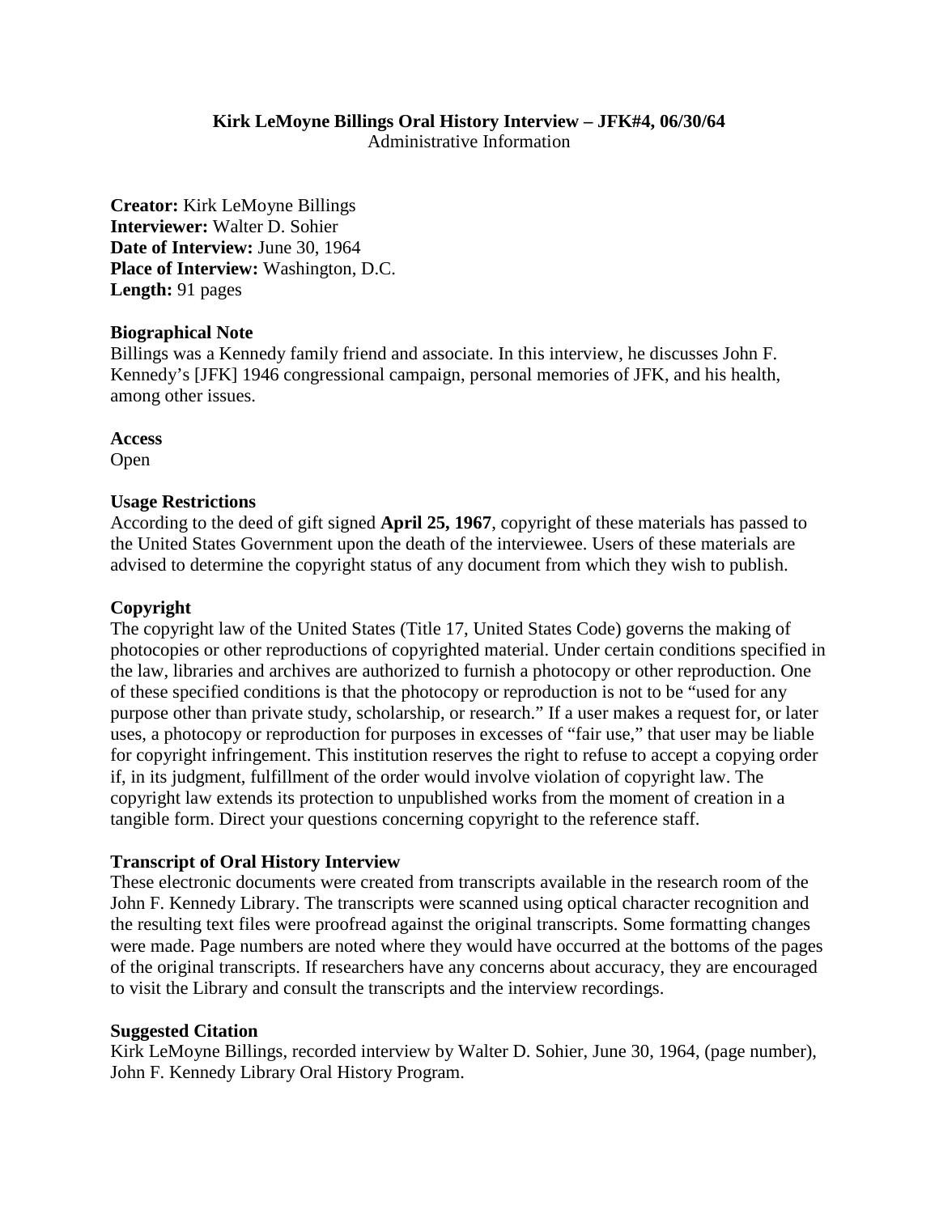# Kirk LeMoyne Billings Oral History Interview – JFK#4, 06/30/64

Administrative Information

**Creator:** Kirk LeMoyne Billings
**Interviewer:** Walter D. Sohier
**Date of Interview:** June 30, 1964
**Place of Interview:** Washington, D.C.
**Length:** 91 pages

**Biographical Note**

Billings was a Kennedy family friend and associate. In this interview, he discusses John F. Kennedy's [JFK] 1946 congressional campaign, personal memories of JFK, and his health, among other issues.

**Access**

Open

**Usage Restrictions**

According to the deed of gift signed **April 25, 1967**, copyright of these materials has passed to the United States Government upon the death of the interviewee. Users of these materials are advised to determine the copyright status of any document from which they wish to publish.

**Copyright**

The copyright law of the United States (Title 17, United States Code) governs the making of photocopies or other reproductions of copyrighted material. Under certain conditions specified in the law, libraries and archives are authorized to furnish a photocopy or other reproduction. One of these specified conditions is that the photocopy or reproduction is not to be "used for any purpose other than private study, scholarship, or research." If a user makes a request for, or later uses, a photocopy or reproduction for purposes in excesses of "fair use," that user may be liable for copyright infringement. This institution reserves the right to refuse to accept a copying order if, in its judgment, fulfillment of the order would involve violation of copyright law. The copyright law extends its protection to unpublished works from the moment of creation in a tangible form. Direct your questions concerning copyright to the reference staff.

**Transcript of Oral History Interview**

These electronic documents were created from transcripts available in the research room of the John F. Kennedy Library. The transcripts were scanned using optical character recognition and the resulting text files were proofread against the original transcripts. Some formatting changes were made. Page numbers are noted where they would have occurred at the bottoms of the pages of the original transcripts. If researchers have any concerns about accuracy, they are encouraged to visit the Library and consult the transcripts and the interview recordings.

**Suggested Citation**

Kirk LeMoyne Billings, recorded interview by Walter D. Sohier, June 30, 1964, (page number), John F. Kennedy Library Oral History Program.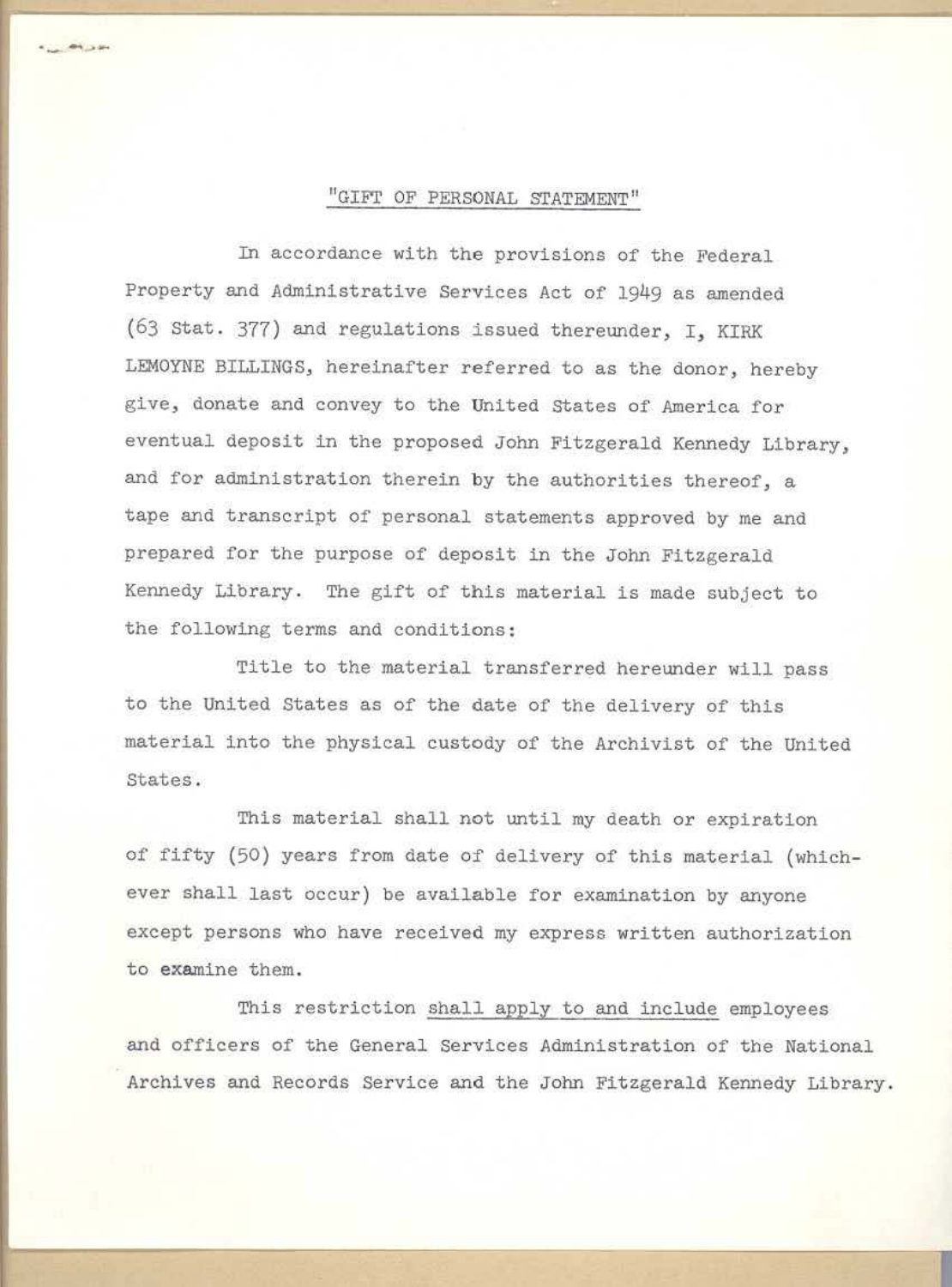## "GIFT OF PERSONAL STATEMENT"

In accordance with the provisions of the Federal Property and Administrative Services Act of 1949 as amended (63 Stat. 377) and regulations issued thereunder, I, KIRK LEMOYNE BILLINGS, hereinafter referred to as the donor, hereby give, donate and convey to the United States of America for eventual deposit in the proposed John Fitzgerald Kennedy Library, and for administration therein by the authorities thereof, a tape and transcript of personal statements approved by me and prepared for the purpose of deposit in the John Fitzgerald Kennedy Library. The gift of this material is made subject to the following terms and conditions:

Title to the material transferred hereunder will pass to the United States as of the date of the delivery of this material into the physical custody of the Archivist of the United States.

This material shall not until my death or expiration of fifty (50) years from date of delivery of this material (whichever shall last occur) be available for examination by anyone except persons who have received my express written authorization to examine them.

This restriction <u>shall apply to and include</u> employees and officers of the General Services Administration of the National Archives and Records Service and the John Fitzgerald Kennedy Library.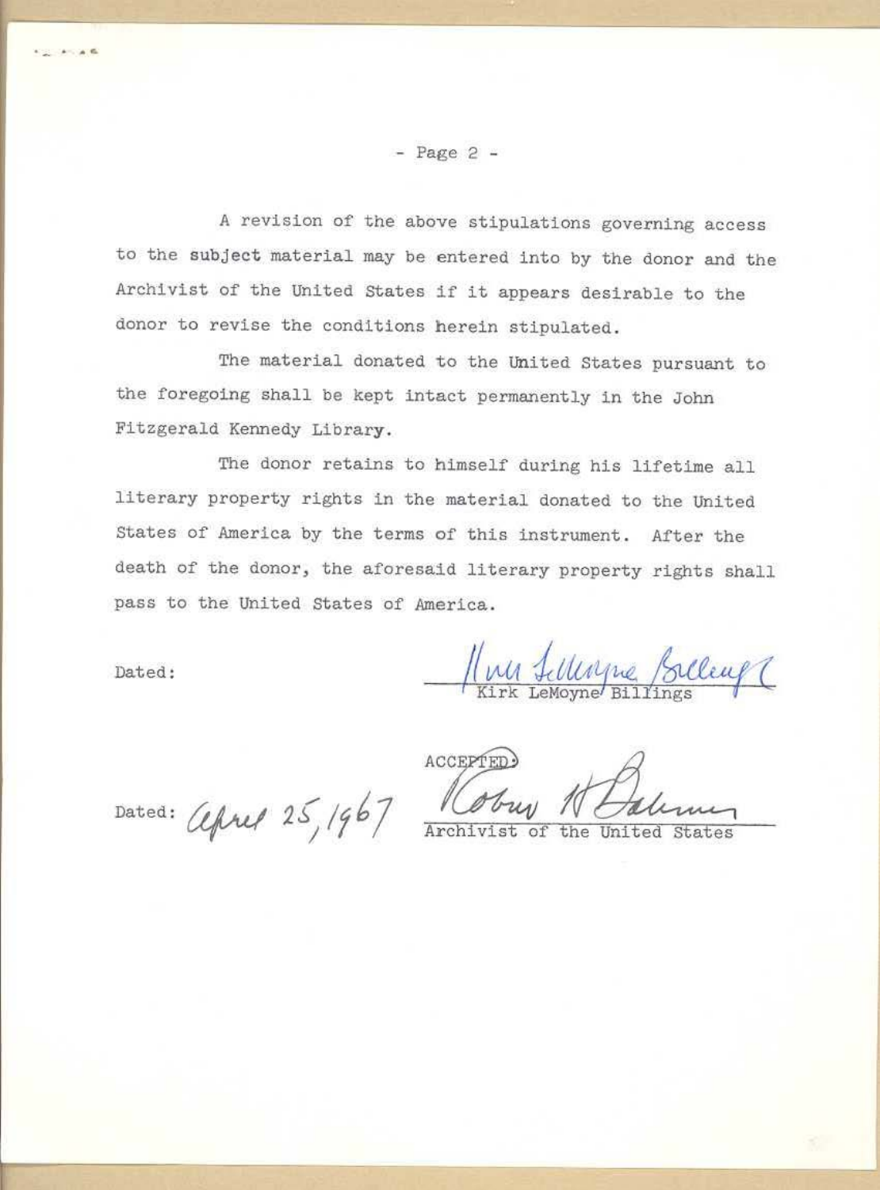A revision of the above stipulations governing access to the subject material may be entered into by the donor and the Archivist of the United States if it appears desirable to the donor to revise the conditions herein stipulated.

The material donated to the United States pursuant to the foregoing shall be kept intact permanently in the John Fitzgerald Kennedy Library.

The donor retains to himself during his lifetime all literary property rights in the material donated to the United States of America by the terms of this instrument. After the death of the donor, the aforesaid literary property rights shall pass to the United States of America.

Dated:

Kirk LeMoyne Billings
Kirk LeMoyne Billings

Dated: April 25, 1967

ACCEPTED:

Robert H Bahmer
Archivist of the United States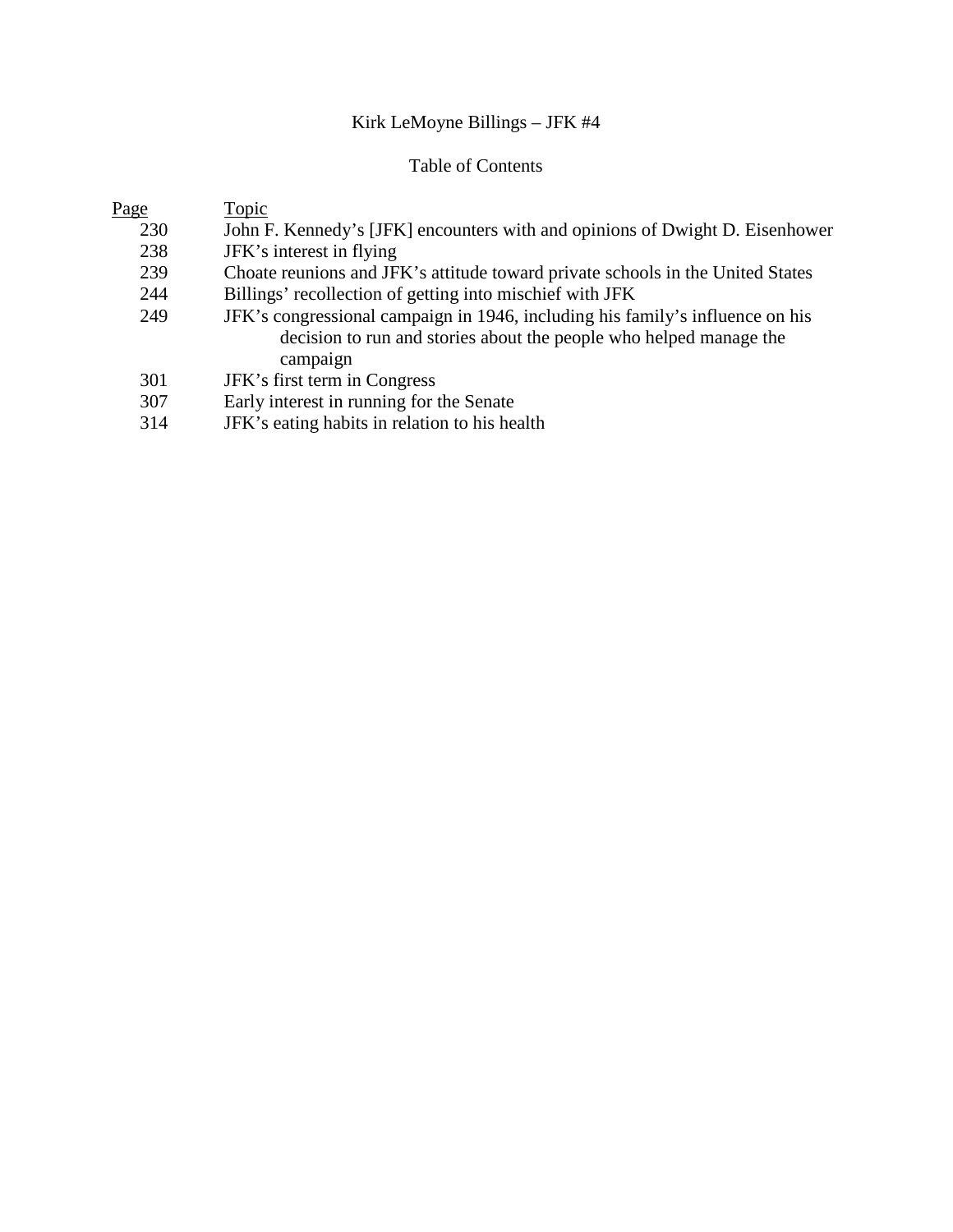# Kirk LeMoyne Billings – JFK #4

## Table of Contents

| Page | Topic |
|---|---|
| 230 | John F. Kennedy's [JFK] encounters with and opinions of Dwight D. Eisenhower |
| 238 | JFK's interest in flying |
| 239 | Choate reunions and JFK's attitude toward private schools in the United States |
| 244 | Billings' recollection of getting into mischief with JFK |
| 249 | JFK's congressional campaign in 1946, including his family's influence on his decision to run and stories about the people who helped manage the campaign |
| 301 | JFK's first term in Congress |
| 307 | Early interest in running for the Senate |
| 314 | JFK's eating habits in relation to his health |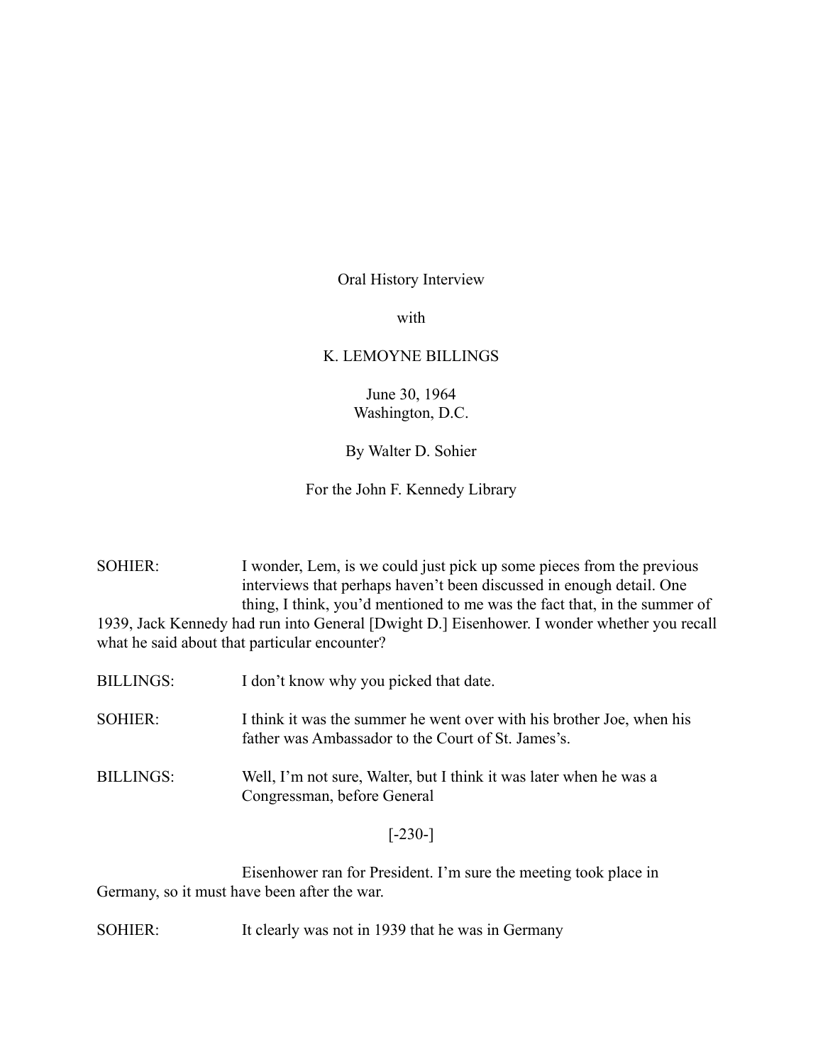Oral History Interview

with

K. LEMOYNE BILLINGS

June 30, 1964
Washington, D.C.

By Walter D. Sohier

For the John F. Kennedy Library

SOHIER: I wonder, Lem, is we could just pick up some pieces from the previous interviews that perhaps haven't been discussed in enough detail. One thing, I think, you'd mentioned to me was the fact that, in the summer of 1939, Jack Kennedy had run into General [Dwight D.] Eisenhower. I wonder whether you recall what he said about that particular encounter?

BILLINGS: I don't know why you picked that date.

SOHIER: I think it was the summer he went over with his brother Joe, when his father was Ambassador to the Court of St. James's.

BILLINGS: Well, I'm not sure, Walter, but I think it was later when he was a Congressman, before General Eisenhower ran for President. I'm sure the meeting took place in Germany, so it must have been after the war.

SOHIER: It clearly was not in 1939 that he was in Germany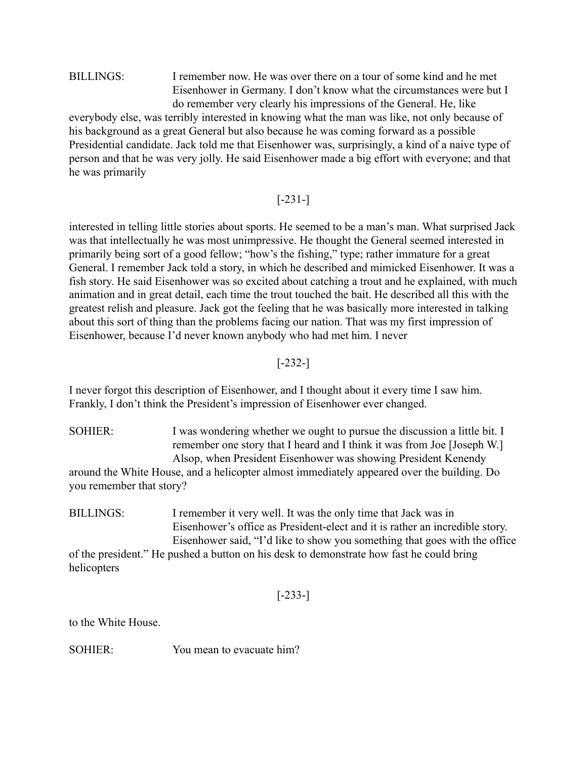BILLINGS: I remember now. He was over there on a tour of some kind and he met Eisenhower in Germany. I don't know what the circumstances were but I do remember very clearly his impressions of the General. He, like everybody else, was terribly interested in knowing what the man was like, not only because of his background as a great General but also because he was coming forward as a possible Presidential candidate. Jack told me that Eisenhower was, surprisingly, a kind of a naive type of person and that he was very jolly. He said Eisenhower made a big effort with everyone; and that he was primarily interested in telling little stories about sports. He seemed to be a man's man. What surprised Jack was that intellectually he was most unimpressive. He thought the General seemed interested in primarily being sort of a good fellow; "how's the fishing," type; rather immature for a great General. I remember Jack told a story, in which he described and mimicked Eisenhower. It was a fish story. He said Eisenhower was so excited about catching a trout and he explained, with much animation and in great detail, each time the trout touched the bait. He described all this with the greatest relish and pleasure. Jack got the feeling that he was basically more interested in talking about this sort of thing than the problems facing our nation. That was my first impression of Eisenhower, because I'd never known anybody who had met him. I never I never forgot this description of Eisenhower, and I thought about it every time I saw him. Frankly, I don't think the President's impression of Eisenhower ever changed.

SOHIER: I was wondering whether we ought to pursue the discussion a little bit. I remember one story that I heard and I think it was from Joe [Joseph W.] Alsop, when President Eisenhower was showing President Kenendy around the White House, and a helicopter almost immediately appeared over the building. Do you remember that story?

BILLINGS: I remember it very well. It was the only time that Jack was in Eisenhower's office as President-elect and it is rather an incredible story. Eisenhower said, "I'd like to show you something that goes with the office of the president." He pushed a button on his desk to demonstrate how fast he could bring helicopters to the White House.

SOHIER: You mean to evacuate him?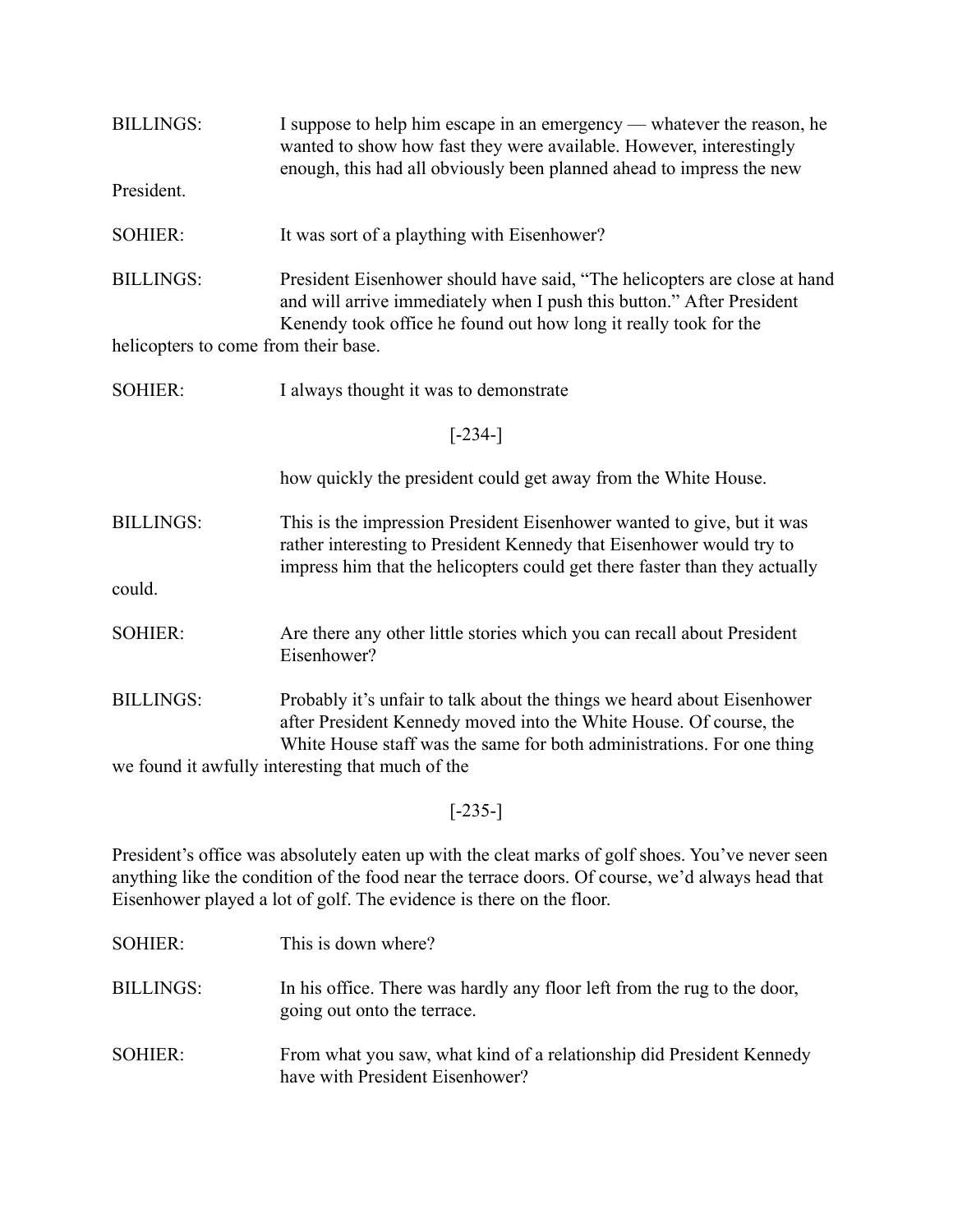BILLINGS: I suppose to help him escape in an emergency — whatever the reason, he wanted to show how fast they were available. However, interestingly enough, this had all obviously been planned ahead to impress the new President.

SOHIER: It was sort of a plaything with Eisenhower?

BILLINGS: President Eisenhower should have said, "The helicopters are close at hand and will arrive immediately when I push this button." After President Kenendy took office he found out how long it really took for the helicopters to come from their base.

SOHIER: I always thought it was to demonstrate

[-234-]

how quickly the president could get away from the White House.

BILLINGS: This is the impression President Eisenhower wanted to give, but it was rather interesting to President Kennedy that Eisenhower would try to impress him that the helicopters could get there faster than they actually could.

SOHIER: Are there any other little stories which you can recall about President Eisenhower?

BILLINGS: Probably it's unfair to talk about the things we heard about Eisenhower after President Kennedy moved into the White House. Of course, the White House staff was the same for both administrations. For one thing we found it awfully interesting that much of the

[-235-]

President's office was absolutely eaten up with the cleat marks of golf shoes. You've never seen anything like the condition of the food near the terrace doors. Of course, we'd always head that Eisenhower played a lot of golf. The evidence is there on the floor.

SOHIER: This is down where?

BILLINGS: In his office. There was hardly any floor left from the rug to the door, going out onto the terrace.

SOHIER: From what you saw, what kind of a relationship did President Kennedy have with President Eisenhower?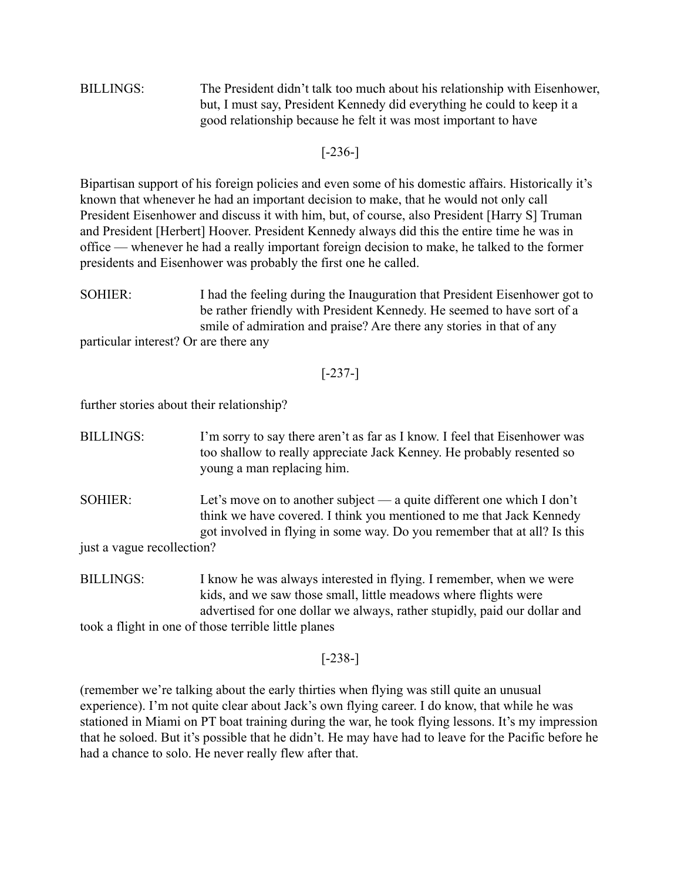BILLINGS: The President didn't talk too much about his relationship with Eisenhower, but, I must say, President Kennedy did everything he could to keep it a good relationship because he felt it was most important to have

Bipartisan support of his foreign policies and even some of his domestic affairs. Historically it's known that whenever he had an important decision to make, that he would not only call President Eisenhower and discuss it with him, but, of course, also President [Harry S] Truman and President [Herbert] Hoover. President Kennedy always did this the entire time he was in office — whenever he had a really important foreign decision to make, he talked to the former presidents and Eisenhower was probably the first one he called.

SOHIER: I had the feeling during the Inauguration that President Eisenhower got to be rather friendly with President Kennedy. He seemed to have sort of a smile of admiration and praise? Are there any stories in that of any particular interest? Or are there any

further stories about their relationship?

BILLINGS: I'm sorry to say there aren't as far as I know. I feel that Eisenhower was too shallow to really appreciate Jack Kenney. He probably resented so young a man replacing him.

SOHIER: Let's move on to another subject — a quite different one which I don't think we have covered. I think you mentioned to me that Jack Kennedy got involved in flying in some way. Do you remember that at all? Is this just a vague recollection?

BILLINGS: I know he was always interested in flying. I remember, when we were kids, and we saw those small, little meadows where flights were advertised for one dollar we always, rather stupidly, paid our dollar and took a flight in one of those terrible little planes

(remember we're talking about the early thirties when flying was still quite an unusual experience). I'm not quite clear about Jack's own flying career. I do know, that while he was stationed in Miami on PT boat training during the war, he took flying lessons. It's my impression that he soloed. But it's possible that he didn't. He may have had to leave for the Pacific before he had a chance to solo. He never really flew after that.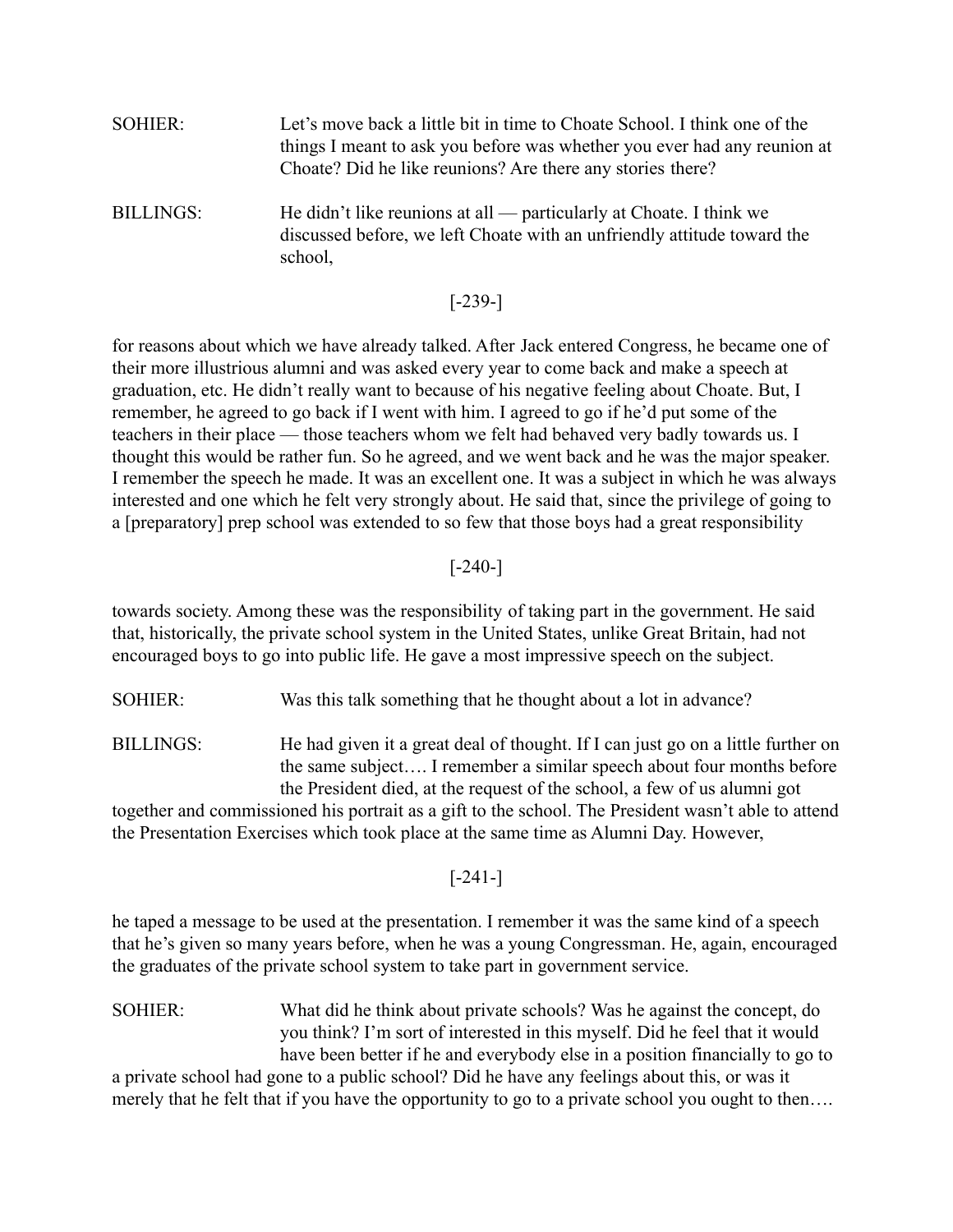SOHIER: Let's move back a little bit in time to Choate School. I think one of the things I meant to ask you before was whether you ever had any reunion at Choate? Did he like reunions? Are there any stories there?

BILLINGS: He didn't like reunions at all — particularly at Choate. I think we discussed before, we left Choate with an unfriendly attitude toward the school,

[-239-]

for reasons about which we have already talked. After Jack entered Congress, he became one of their more illustrious alumni and was asked every year to come back and make a speech at graduation, etc. He didn't really want to because of his negative feeling about Choate. But, I remember, he agreed to go back if I went with him. I agreed to go if he'd put some of the teachers in their place — those teachers whom we felt had behaved very badly towards us. I thought this would be rather fun. So he agreed, and we went back and he was the major speaker. I remember the speech he made. It was an excellent one. It was a subject in which he was always interested and one which he felt very strongly about. He said that, since the privilege of going to a [preparatory] prep school was extended to so few that those boys had a great responsibility

[-240-]

towards society. Among these was the responsibility of taking part in the government. He said that, historically, the private school system in the United States, unlike Great Britain, had not encouraged boys to go into public life. He gave a most impressive speech on the subject.

SOHIER: Was this talk something that he thought about a lot in advance?

BILLINGS: He had given it a great deal of thought. If I can just go on a little further on the same subject…. I remember a similar speech about four months before the President died, at the request of the school, a few of us alumni got together and commissioned his portrait as a gift to the school. The President wasn't able to attend the Presentation Exercises which took place at the same time as Alumni Day. However,

[-241-]

he taped a message to be used at the presentation. I remember it was the same kind of a speech that he's given so many years before, when he was a young Congressman. He, again, encouraged the graduates of the private school system to take part in government service.

SOHIER: What did he think about private schools? Was he against the concept, do you think? I'm sort of interested in this myself. Did he feel that it would have been better if he and everybody else in a position financially to go to a private school had gone to a public school? Did he have any feelings about this, or was it merely that he felt that if you have the opportunity to go to a private school you ought to then….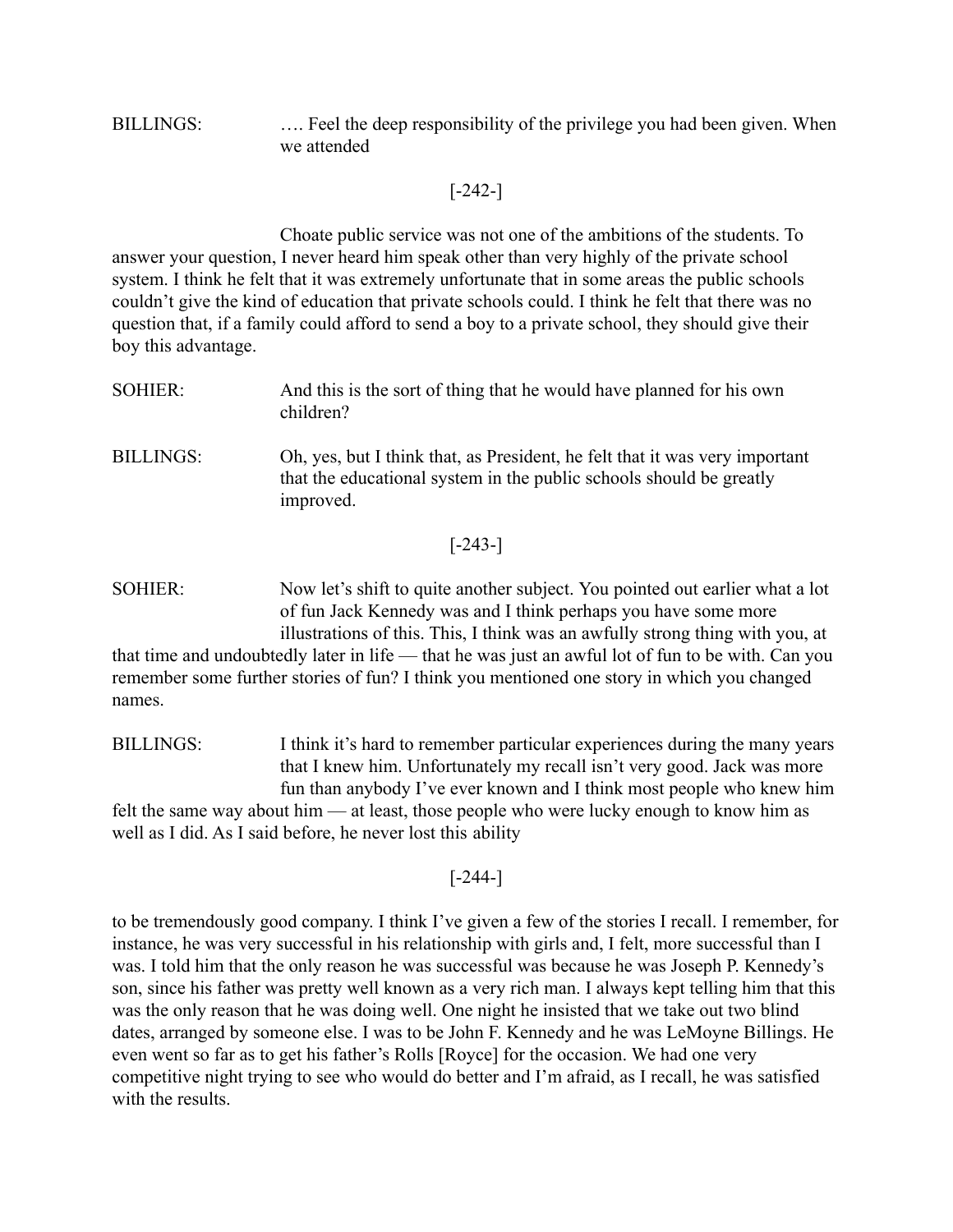BILLINGS: …. Feel the deep responsibility of the privilege you had been given. When we attended

[-242-]

Choate public service was not one of the ambitions of the students. To answer your question, I never heard him speak other than very highly of the private school system. I think he felt that it was extremely unfortunate that in some areas the public schools couldn't give the kind of education that private schools could. I think he felt that there was no question that, if a family could afford to send a boy to a private school, they should give their boy this advantage.

SOHIER: And this is the sort of thing that he would have planned for his own children?

BILLINGS: Oh, yes, but I think that, as President, he felt that it was very important that the educational system in the public schools should be greatly improved.

[-243-]

SOHIER: Now let's shift to quite another subject. You pointed out earlier what a lot of fun Jack Kennedy was and I think perhaps you have some more illustrations of this. This, I think was an awfully strong thing with you, at that time and undoubtedly later in life — that he was just an awful lot of fun to be with. Can you remember some further stories of fun? I think you mentioned one story in which you changed names.

BILLINGS: I think it's hard to remember particular experiences during the many years that I knew him. Unfortunately my recall isn't very good. Jack was more fun than anybody I've ever known and I think most people who knew him felt the same way about him — at least, those people who were lucky enough to know him as well as I did. As I said before, he never lost this ability

[-244-]

to be tremendously good company. I think I've given a few of the stories I recall. I remember, for instance, he was very successful in his relationship with girls and, I felt, more successful than I was. I told him that the only reason he was successful was because he was Joseph P. Kennedy's son, since his father was pretty well known as a very rich man. I always kept telling him that this was the only reason that he was doing well. One night he insisted that we take out two blind dates, arranged by someone else. I was to be John F. Kennedy and he was LeMoyne Billings. He even went so far as to get his father's Rolls [Royce] for the occasion. We had one very competitive night trying to see who would do better and I'm afraid, as I recall, he was satisfied with the results.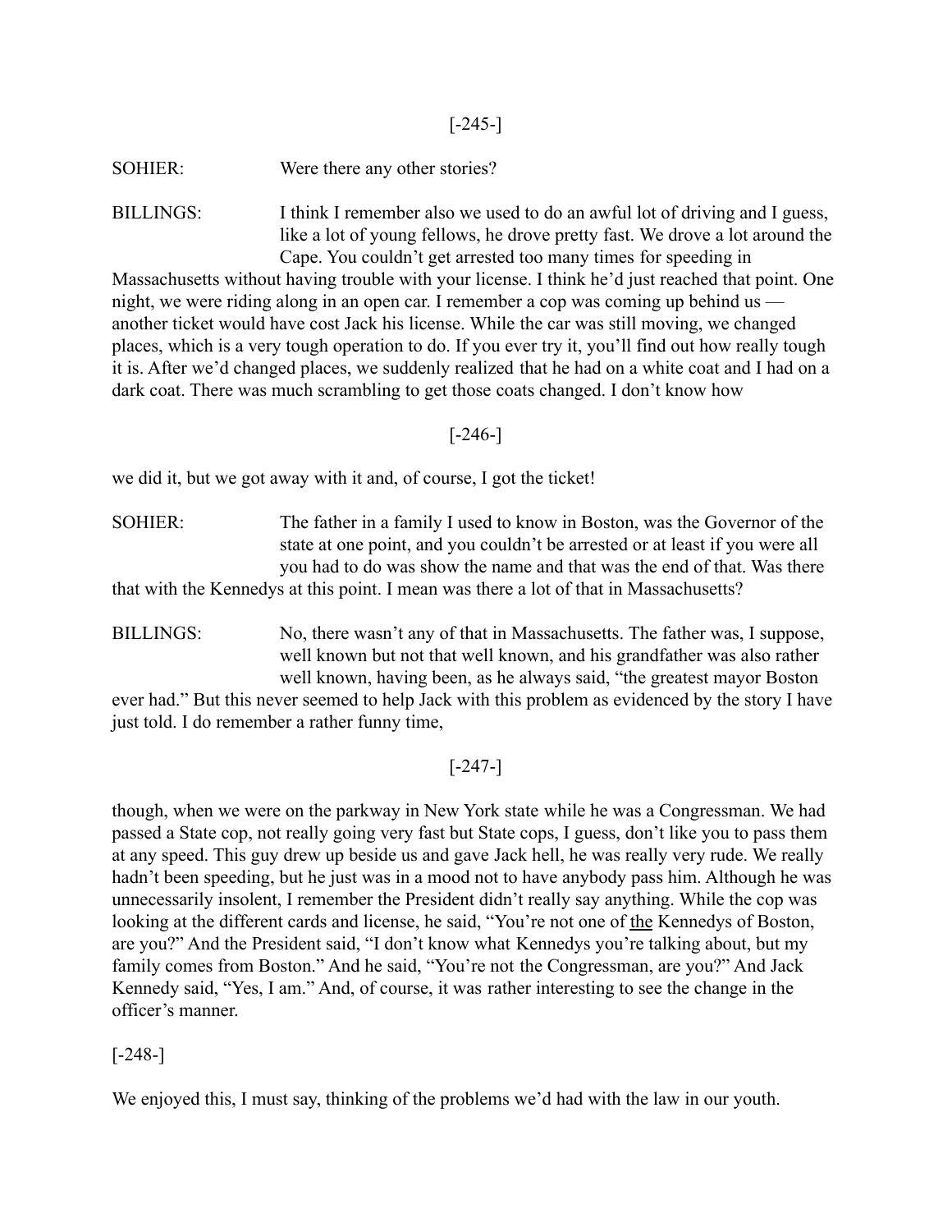[-245-]

SOHIER: Were there any other stories?

BILLINGS: I think I remember also we used to do an awful lot of driving and I guess, like a lot of young fellows, he drove pretty fast. We drove a lot around the Cape. You couldn't get arrested too many times for speeding in Massachusetts without having trouble with your license. I think he'd just reached that point. One night, we were riding along in an open car. I remember a cop was coming up behind us — another ticket would have cost Jack his license. While the car was still moving, we changed places, which is a very tough operation to do. If you ever try it, you'll find out how really tough it is. After we'd changed places, we suddenly realized that he had on a white coat and I had on a dark coat. There was much scrambling to get those coats changed. I don't know how

[-246-]

we did it, but we got away with it and, of course, I got the ticket!

SOHIER: The father in a family I used to know in Boston, was the Governor of the state at one point, and you couldn't be arrested or at least if you were all you had to do was show the name and that was the end of that. Was there that with the Kennedys at this point. I mean was there a lot of that in Massachusetts?

BILLINGS: No, there wasn't any of that in Massachusetts. The father was, I suppose, well known but not that well known, and his grandfather was also rather well known, having been, as he always said, "the greatest mayor Boston ever had." But this never seemed to help Jack with this problem as evidenced by the story I have just told. I do remember a rather funny time,

[-247-]

though, when we were on the parkway in New York state while he was a Congressman. We had passed a State cop, not really going very fast but State cops, I guess, don't like you to pass them at any speed. This guy drew up beside us and gave Jack hell, he was really very rude. We really hadn't been speeding, but he just was in a mood not to have anybody pass him. Although he was unnecessarily insolent, I remember the President didn't really say anything. While the cop was looking at the different cards and license, he said, "You're not one of the Kennedys of Boston, are you?" And the President said, "I don't know what Kennedys you're talking about, but my family comes from Boston." And he said, "You're not the Congressman, are you?" And Jack Kennedy said, "Yes, I am." And, of course, it was rather interesting to see the change in the officer's manner.

[-248-]

We enjoyed this, I must say, thinking of the problems we'd had with the law in our youth.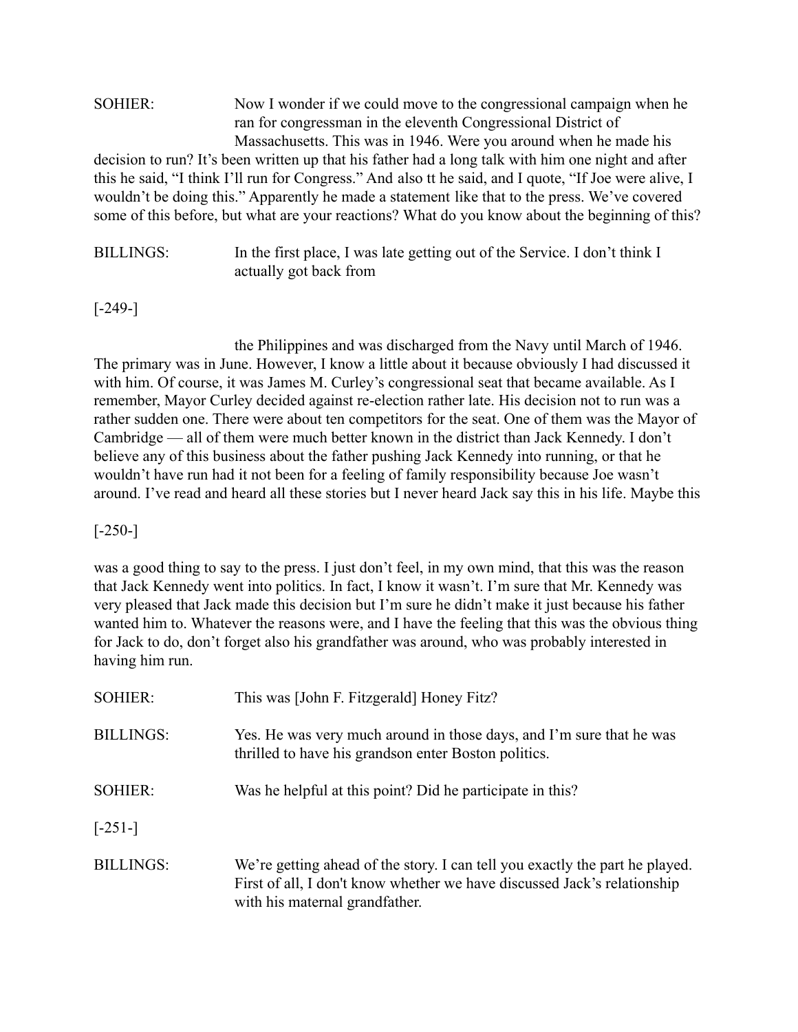SOHIER: Now I wonder if we could move to the congressional campaign when he ran for congressman in the eleventh Congressional District of Massachusetts. This was in 1946. Were you around when he made his decision to run? It's been written up that his father had a long talk with him one night and after this he said, "I think I'll run for Congress." And also tt he said, and I quote, "If Joe were alive, I wouldn't be doing this." Apparently he made a statement like that to the press. We've covered some of this before, but what are your reactions? What do you know about the beginning of this?

BILLINGS: In the first place, I was late getting out of the Service. I don't think I actually got back from

[-249-]

the Philippines and was discharged from the Navy until March of 1946. The primary was in June. However, I know a little about it because obviously I had discussed it with him. Of course, it was James M. Curley's congressional seat that became available. As I remember, Mayor Curley decided against re-election rather late. His decision not to run was a rather sudden one. There were about ten competitors for the seat. One of them was the Mayor of Cambridge — all of them were much better known in the district than Jack Kennedy. I don't believe any of this business about the father pushing Jack Kennedy into running, or that he wouldn't have run had it not been for a feeling of family responsibility because Joe wasn't around. I've read and heard all these stories but I never heard Jack say this in his life. Maybe this

[-250-]

was a good thing to say to the press. I just don't feel, in my own mind, that this was the reason that Jack Kennedy went into politics. In fact, I know it wasn't. I'm sure that Mr. Kennedy was very pleased that Jack made this decision but I'm sure he didn't make it just because his father wanted him to. Whatever the reasons were, and I have the feeling that this was the obvious thing for Jack to do, don't forget also his grandfather was around, who was probably interested in having him run.

SOHIER: This was [John F. Fitzgerald] Honey Fitz?

BILLINGS: Yes. He was very much around in those days, and I'm sure that he was thrilled to have his grandson enter Boston politics.

SOHIER: Was he helpful at this point? Did he participate in this?

[-251-]

BILLINGS: We're getting ahead of the story. I can tell you exactly the part he played. First of all, I don't know whether we have discussed Jack's relationship with his maternal grandfather.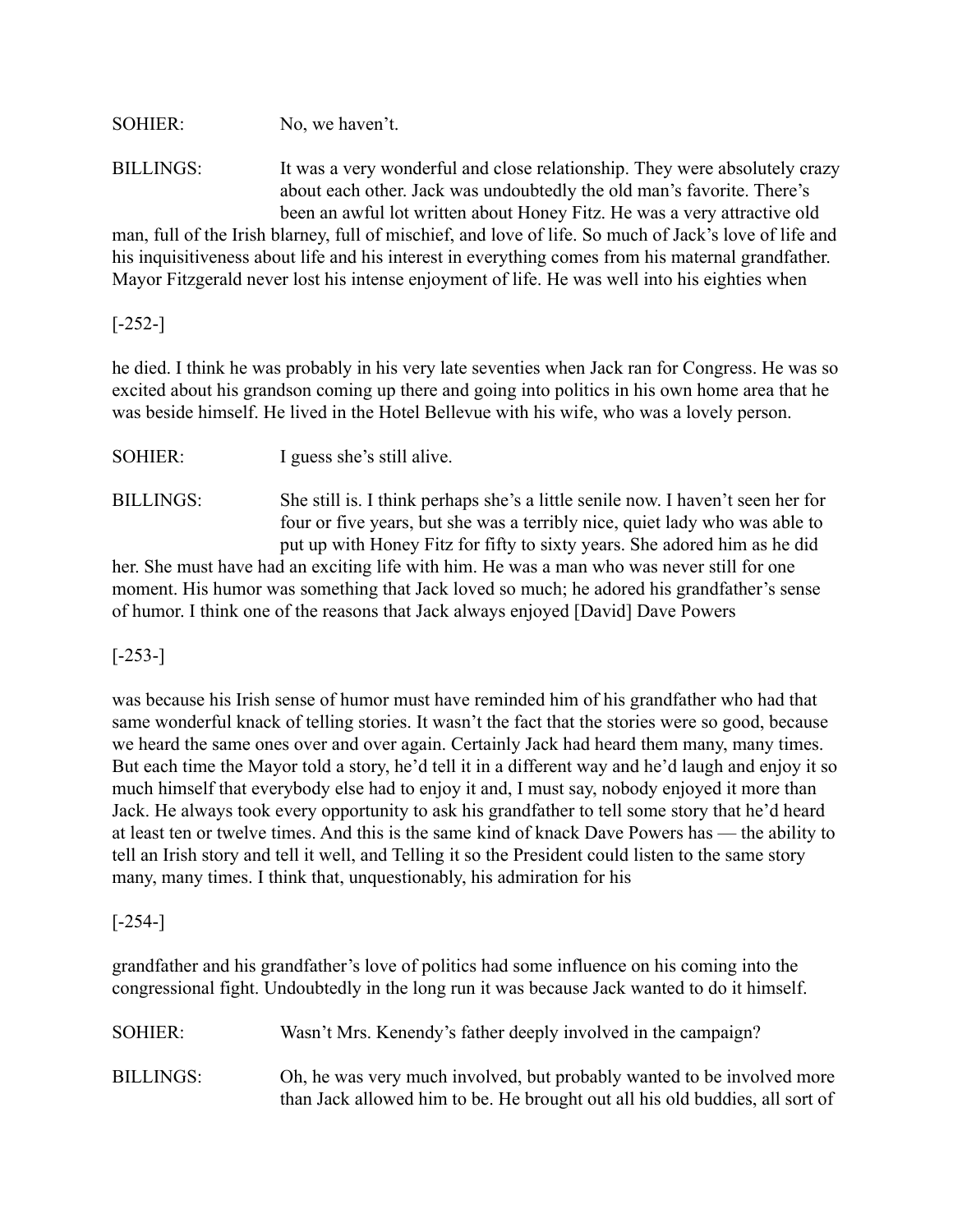SOHIER: No, we haven't.

BILLINGS: It was a very wonderful and close relationship. They were absolutely crazy about each other. Jack was undoubtedly the old man's favorite. There's been an awful lot written about Honey Fitz. He was a very attractive old man, full of the Irish blarney, full of mischief, and love of life. So much of Jack's love of life and his inquisitiveness about life and his interest in everything comes from his maternal grandfather. Mayor Fitzgerald never lost his intense enjoyment of life. He was well into his eighties when

[-252-]

he died. I think he was probably in his very late seventies when Jack ran for Congress. He was so excited about his grandson coming up there and going into politics in his own home area that he was beside himself. He lived in the Hotel Bellevue with his wife, who was a lovely person.

SOHIER: I guess she's still alive.

BILLINGS: She still is. I think perhaps she's a little senile now. I haven't seen her for four or five years, but she was a terribly nice, quiet lady who was able to put up with Honey Fitz for fifty to sixty years. She adored him as he did her. She must have had an exciting life with him. He was a man who was never still for one moment. His humor was something that Jack loved so much; he adored his grandfather's sense of humor. I think one of the reasons that Jack always enjoyed [David] Dave Powers

[-253-]

was because his Irish sense of humor must have reminded him of his grandfather who had that same wonderful knack of telling stories. It wasn't the fact that the stories were so good, because we heard the same ones over and over again. Certainly Jack had heard them many, many times. But each time the Mayor told a story, he'd tell it in a different way and he'd laugh and enjoy it so much himself that everybody else had to enjoy it and, I must say, nobody enjoyed it more than Jack. He always took every opportunity to ask his grandfather to tell some story that he'd heard at least ten or twelve times. And this is the same kind of knack Dave Powers has — the ability to tell an Irish story and tell it well, and Telling it so the President could listen to the same story many, many times. I think that, unquestionably, his admiration for his

[-254-]

grandfather and his grandfather's love of politics had some influence on his coming into the congressional fight. Undoubtedly in the long run it was because Jack wanted to do it himself.

SOHIER: Wasn't Mrs. Kenendy's father deeply involved in the campaign?

BILLINGS: Oh, he was very much involved, but probably wanted to be involved more than Jack allowed him to be. He brought out all his old buddies, all sort of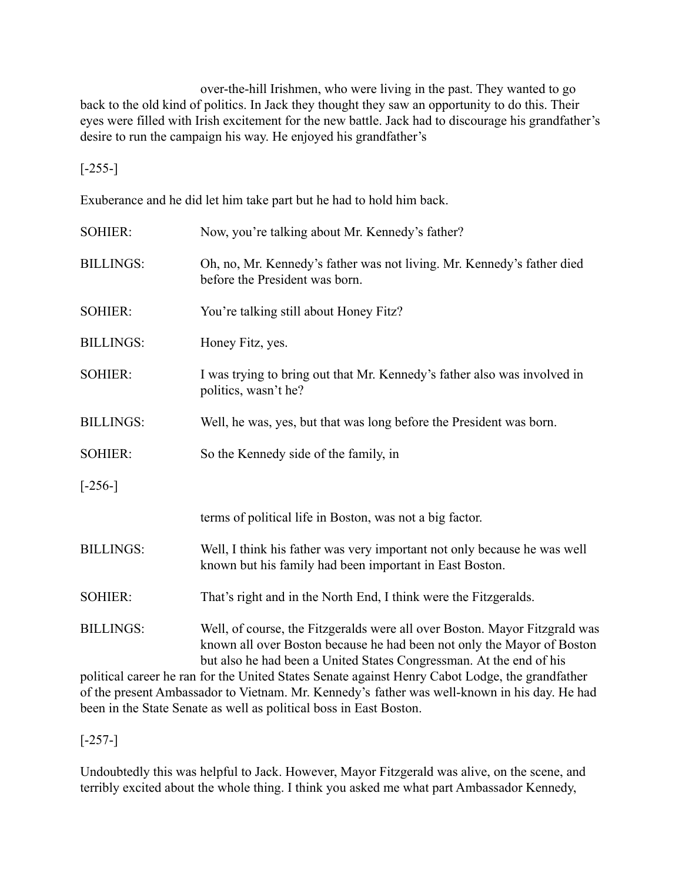over-the-hill Irishmen, who were living in the past. They wanted to go back to the old kind of politics. In Jack they thought they saw an opportunity to do this. Their eyes were filled with Irish excitement for the new battle. Jack had to discourage his grandfather's desire to run the campaign his way. He enjoyed his grandfather's

[-255-]

Exuberance and he did let him take part but he had to hold him back.

SOHIER: Now, you're talking about Mr. Kennedy's father?

BILLINGS: Oh, no, Mr. Kennedy's father was not living. Mr. Kennedy's father died before the President was born.

SOHIER: You're talking still about Honey Fitz?

BILLINGS: Honey Fitz, yes.

SOHIER: I was trying to bring out that Mr. Kennedy's father also was involved in politics, wasn't he?

BILLINGS: Well, he was, yes, but that was long before the President was born.

SOHIER: So the Kennedy side of the family, in

[-256-]

terms of political life in Boston, was not a big factor.

BILLINGS: Well, I think his father was very important not only because he was well known but his family had been important in East Boston.

SOHIER: That's right and in the North End, I think were the Fitzgeralds.

BILLINGS: Well, of course, the Fitzgeralds were all over Boston. Mayor Fitzgrald was known all over Boston because he had been not only the Mayor of Boston but also he had been a United States Congressman. At the end of his political career he ran for the United States Senate against Henry Cabot Lodge, the grandfather of the present Ambassador to Vietnam. Mr. Kennedy's father was well-known in his day. He had been in the State Senate as well as political boss in East Boston.

[-257-]

Undoubtedly this was helpful to Jack. However, Mayor Fitzgerald was alive, on the scene, and terribly excited about the whole thing. I think you asked me what part Ambassador Kennedy,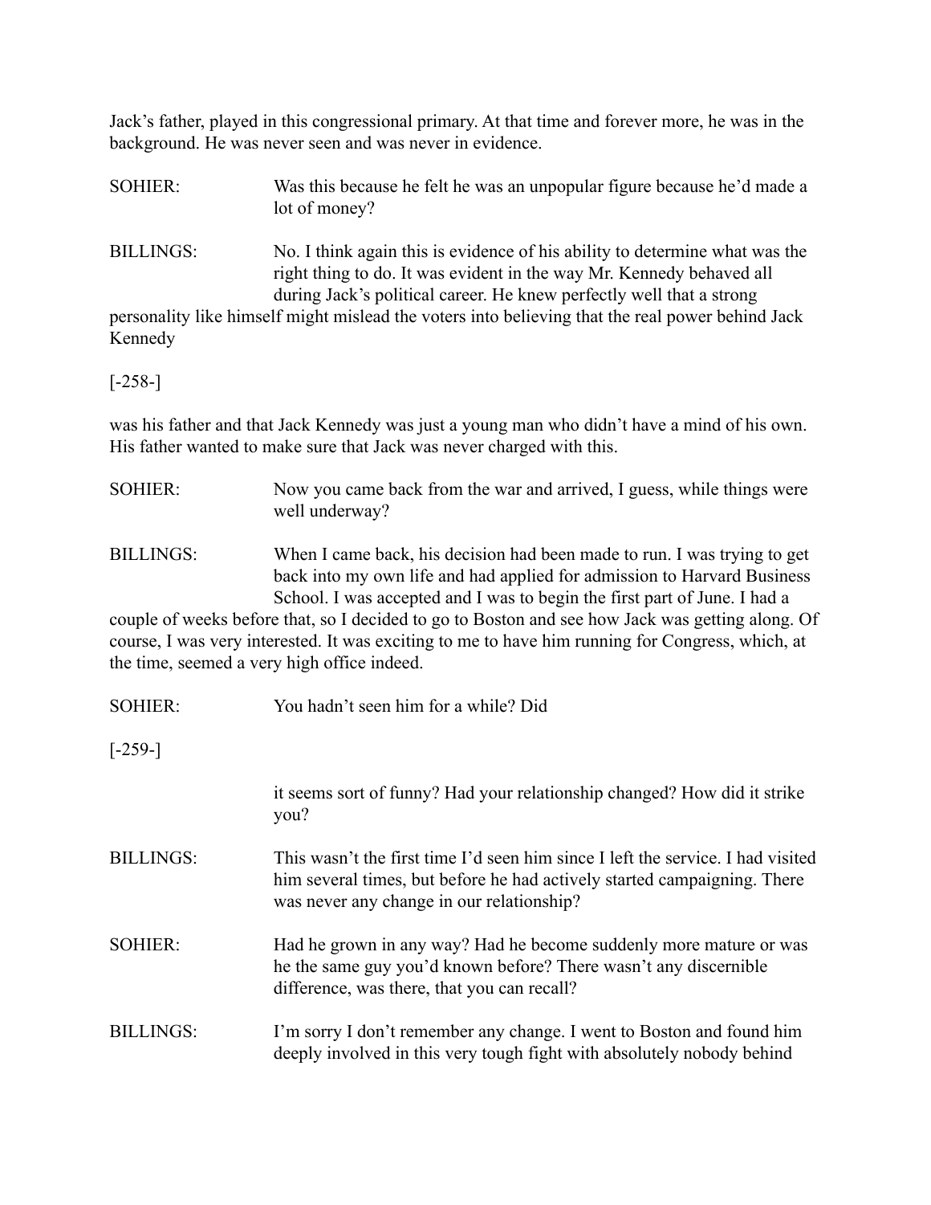Jack's father, played in this congressional primary. At that time and forever more, he was in the background. He was never seen and was never in evidence.

SOHIER: Was this because he felt he was an unpopular figure because he'd made a lot of money?

BILLINGS: No. I think again this is evidence of his ability to determine what was the right thing to do. It was evident in the way Mr. Kennedy behaved all during Jack's political career. He knew perfectly well that a strong personality like himself might mislead the voters into believing that the real power behind Jack Kennedy

[-258-]

was his father and that Jack Kennedy was just a young man who didn't have a mind of his own. His father wanted to make sure that Jack was never charged with this.

SOHIER: Now you came back from the war and arrived, I guess, while things were well underway?

BILLINGS: When I came back, his decision had been made to run. I was trying to get back into my own life and had applied for admission to Harvard Business School. I was accepted and I was to begin the first part of June. I had a couple of weeks before that, so I decided to go to Boston and see how Jack was getting along. Of course, I was very interested. It was exciting to me to have him running for Congress, which, at the time, seemed a very high office indeed.

SOHIER: You hadn't seen him for a while? Did

[-259-]

it seems sort of funny? Had your relationship changed? How did it strike you?

BILLINGS: This wasn't the first time I'd seen him since I left the service. I had visited him several times, but before he had actively started campaigning. There was never any change in our relationship?

SOHIER: Had he grown in any way? Had he become suddenly more mature or was he the same guy you'd known before? There wasn't any discernible difference, was there, that you can recall?

BILLINGS: I'm sorry I don't remember any change. I went to Boston and found him deeply involved in this very tough fight with absolutely nobody behind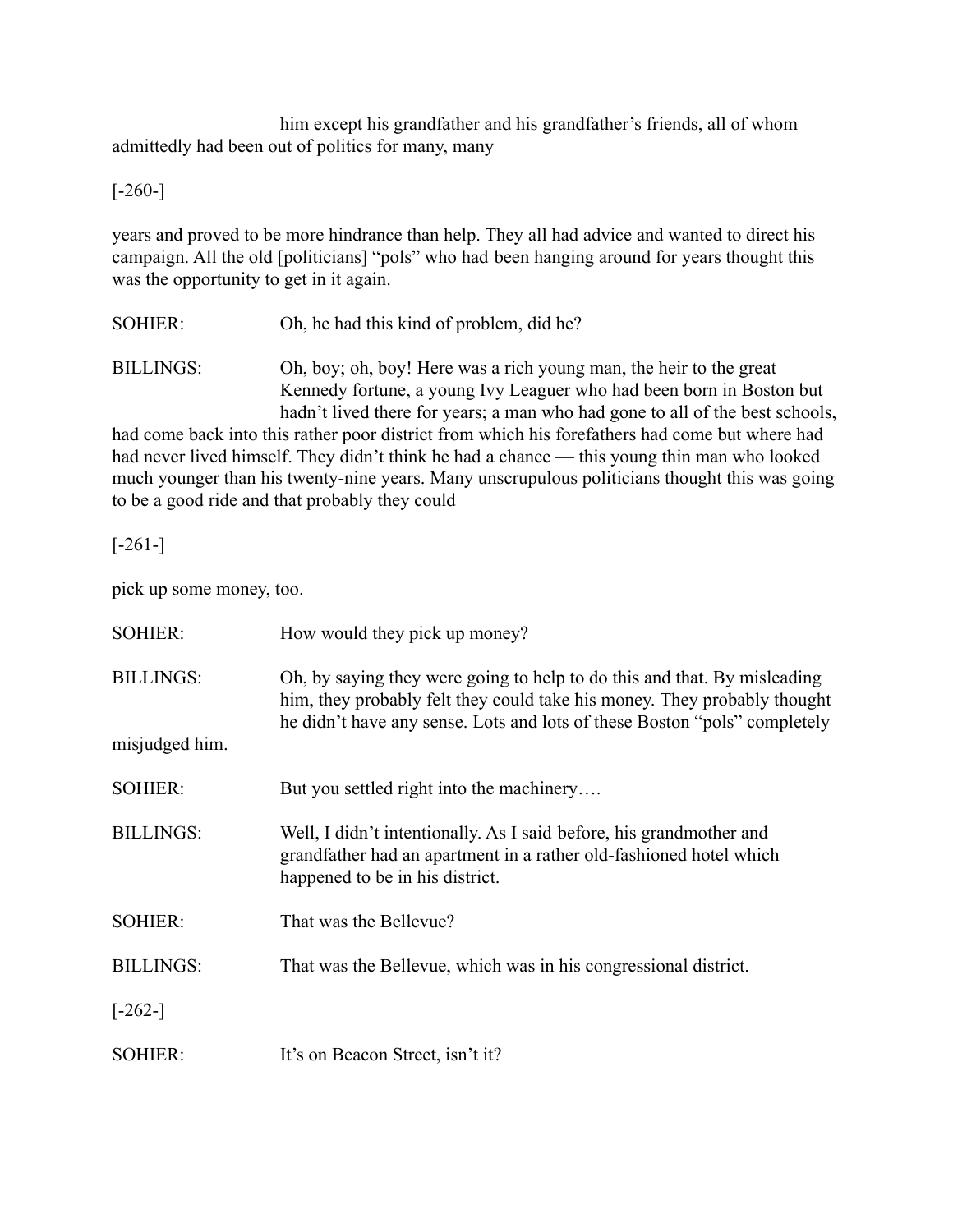him except his grandfather and his grandfather's friends, all of whom admittedly had been out of politics for many, many

[-260-]

years and proved to be more hindrance than help. They all had advice and wanted to direct his campaign. All the old [politicians] "pols" who had been hanging around for years thought this was the opportunity to get in it again.

SOHIER: Oh, he had this kind of problem, did he?

BILLINGS: Oh, boy; oh, boy! Here was a rich young man, the heir to the great Kennedy fortune, a young Ivy Leaguer who had been born in Boston but hadn't lived there for years; a man who had gone to all of the best schools, had come back into this rather poor district from which his forefathers had come but where had had never lived himself. They didn't think he had a chance — this young thin man who looked much younger than his twenty-nine years. Many unscrupulous politicians thought this was going to be a good ride and that probably they could

[-261-]

pick up some money, too.

SOHIER: How would they pick up money?

BILLINGS: Oh, by saying they were going to help to do this and that. By misleading him, they probably felt they could take his money. They probably thought he didn't have any sense. Lots and lots of these Boston "pols" completely misjudged him.

SOHIER: But you settled right into the machinery….

BILLINGS: Well, I didn't intentionally. As I said before, his grandmother and grandfather had an apartment in a rather old-fashioned hotel which happened to be in his district.

SOHIER: That was the Bellevue?

BILLINGS: That was the Bellevue, which was in his congressional district.

[-262-]

SOHIER: It's on Beacon Street, isn't it?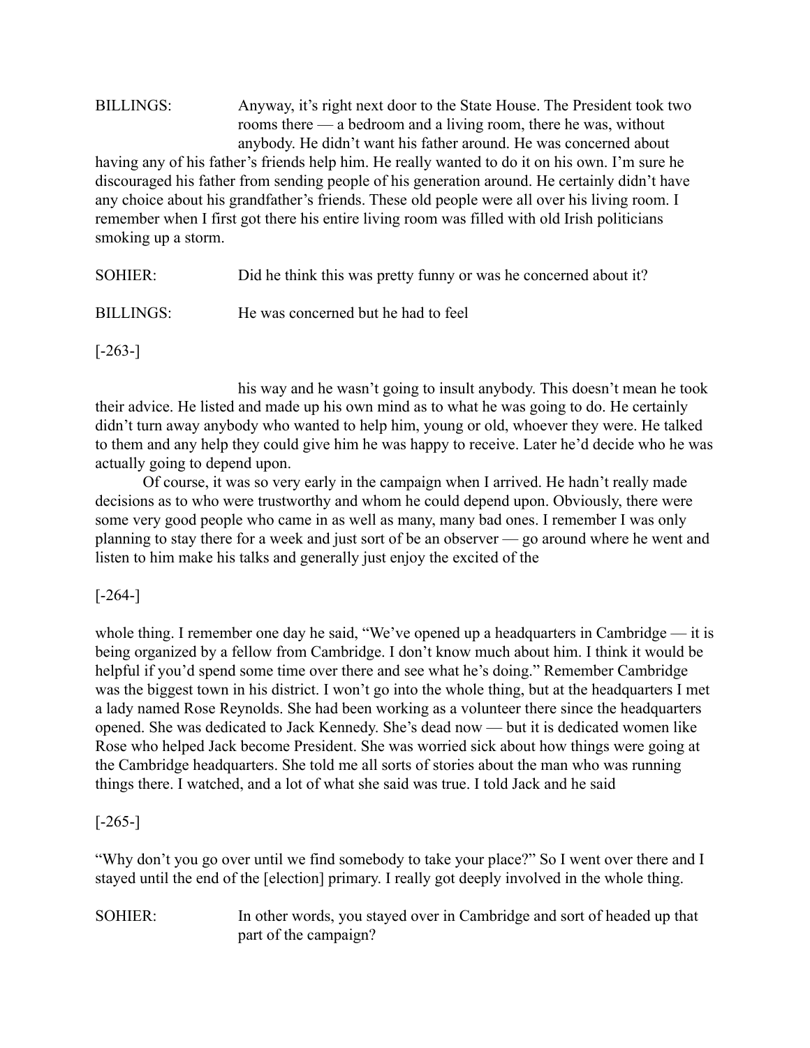BILLINGS: Anyway, it's right next door to the State House. The President took two rooms there — a bedroom and a living room, there he was, without anybody. He didn't want his father around. He was concerned about having any of his father's friends help him. He really wanted to do it on his own. I'm sure he discouraged his father from sending people of his generation around. He certainly didn't have any choice about his grandfather's friends. These old people were all over his living room. I remember when I first got there his entire living room was filled with old Irish politicians smoking up a storm.

SOHIER: Did he think this was pretty funny or was he concerned about it?

BILLINGS: He was concerned but he had to feel

[-263-]

his way and he wasn't going to insult anybody. This doesn't mean he took their advice. He listed and made up his own mind as to what he was going to do. He certainly didn't turn away anybody who wanted to help him, young or old, whoever they were. He talked to them and any help they could give him he was happy to receive. Later he'd decide who he was actually going to depend upon.

Of course, it was so very early in the campaign when I arrived. He hadn't really made decisions as to who were trustworthy and whom he could depend upon. Obviously, there were some very good people who came in as well as many, many bad ones. I remember I was only planning to stay there for a week and just sort of be an observer — go around where he went and listen to him make his talks and generally just enjoy the excited of the

[-264-]

whole thing. I remember one day he said, "We've opened up a headquarters in Cambridge — it is being organized by a fellow from Cambridge. I don't know much about him. I think it would be helpful if you'd spend some time over there and see what he's doing." Remember Cambridge was the biggest town in his district. I won't go into the whole thing, but at the headquarters I met a lady named Rose Reynolds. She had been working as a volunteer there since the headquarters opened. She was dedicated to Jack Kennedy. She's dead now — but it is dedicated women like Rose who helped Jack become President. She was worried sick about how things were going at the Cambridge headquarters. She told me all sorts of stories about the man who was running things there. I watched, and a lot of what she said was true. I told Jack and he said

[-265-]

"Why don't you go over until we find somebody to take your place?" So I went over there and I stayed until the end of the [election] primary. I really got deeply involved in the whole thing.

SOHIER: In other words, you stayed over in Cambridge and sort of headed up that part of the campaign?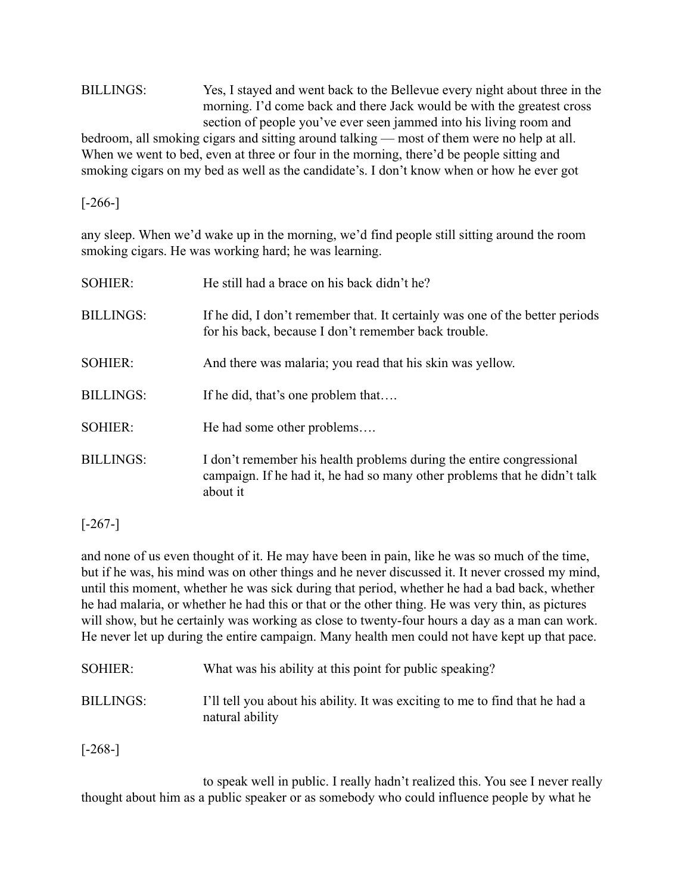BILLINGS: Yes, I stayed and went back to the Bellevue every night about three in the morning. I'd come back and there Jack would be with the greatest cross section of people you've ever seen jammed into his living room and bedroom, all smoking cigars and sitting around talking — most of them were no help at all. When we went to bed, even at three or four in the morning, there'd be people sitting and smoking cigars on my bed as well as the candidate's. I don't know when or how he ever got

[-266-]

any sleep. When we'd wake up in the morning, we'd find people still sitting around the room smoking cigars. He was working hard; he was learning.

SOHIER: He still had a brace on his back didn't he?

BILLINGS: If he did, I don't remember that. It certainly was one of the better periods for his back, because I don't remember back trouble.

SOHIER: And there was malaria; you read that his skin was yellow.

BILLINGS: If he did, that's one problem that….

SOHIER: He had some other problems….

BILLINGS: I don't remember his health problems during the entire congressional campaign. If he had it, he had so many other problems that he didn't talk about it

[-267-]

and none of us even thought of it. He may have been in pain, like he was so much of the time, but if he was, his mind was on other things and he never discussed it. It never crossed my mind, until this moment, whether he was sick during that period, whether he had a bad back, whether he had malaria, or whether he had this or that or the other thing. He was very thin, as pictures will show, but he certainly was working as close to twenty-four hours a day as a man can work. He never let up during the entire campaign. Many health men could not have kept up that pace.

SOHIER: What was his ability at this point for public speaking?

BILLINGS: I'll tell you about his ability. It was exciting to me to find that he had a natural ability

[-268-]

to speak well in public. I really hadn't realized this. You see I never really thought about him as a public speaker or as somebody who could influence people by what he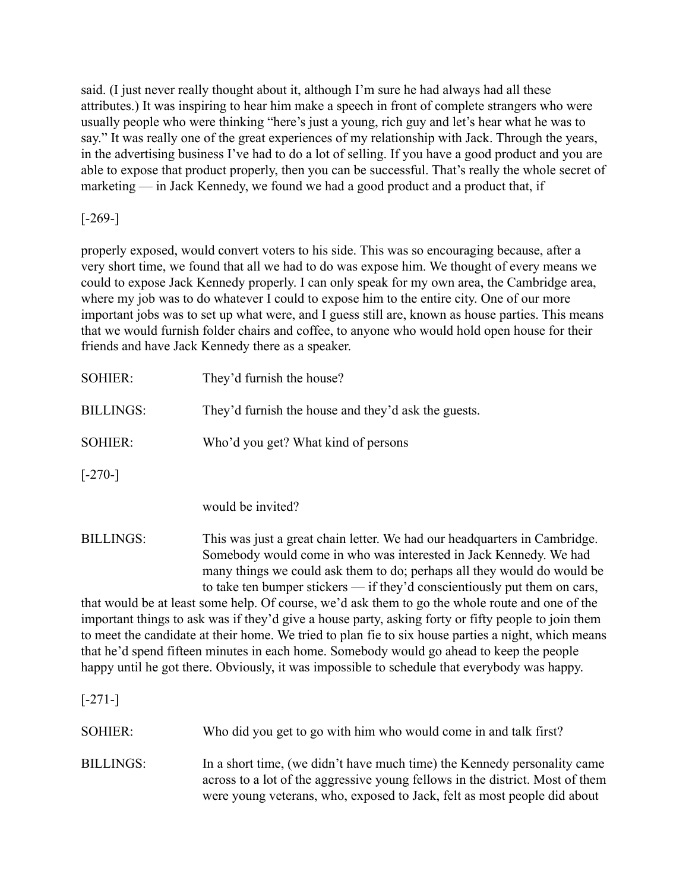said. (I just never really thought about it, although I'm sure he had always had all these attributes.) It was inspiring to hear him make a speech in front of complete strangers who were usually people who were thinking "here's just a young, rich guy and let's hear what he was to say." It was really one of the great experiences of my relationship with Jack. Through the years, in the advertising business I've had to do a lot of selling. If you have a good product and you are able to expose that product properly, then you can be successful. That's really the whole secret of marketing — in Jack Kennedy, we found we had a good product and a product that, if

[-269-]

properly exposed, would convert voters to his side. This was so encouraging because, after a very short time, we found that all we had to do was expose him. We thought of every means we could to expose Jack Kennedy properly. I can only speak for my own area, the Cambridge area, where my job was to do whatever I could to expose him to the entire city. One of our more important jobs was to set up what were, and I guess still are, known as house parties. This means that we would furnish folder chairs and coffee, to anyone who would hold open house for their friends and have Jack Kennedy there as a speaker.

SOHIER: They'd furnish the house?

BILLINGS: They'd furnish the house and they'd ask the guests.

SOHIER: Who'd you get? What kind of persons

[-270-]

would be invited?

BILLINGS: This was just a great chain letter. We had our headquarters in Cambridge. Somebody would come in who was interested in Jack Kennedy. We had many things we could ask them to do; perhaps all they would do would be to take ten bumper stickers — if they'd conscientiously put them on cars, that would be at least some help. Of course, we'd ask them to go the whole route and one of the important things to ask was if they'd give a house party, asking forty or fifty people to join them to meet the candidate at their home. We tried to plan fie to six house parties a night, which means that he'd spend fifteen minutes in each home. Somebody would go ahead to keep the people happy until he got there. Obviously, it was impossible to schedule that everybody was happy.

[-271-]

SOHIER: Who did you get to go with him who would come in and talk first?

BILLINGS: In a short time, (we didn't have much time) the Kennedy personality came across to a lot of the aggressive young fellows in the district. Most of them were young veterans, who, exposed to Jack, felt as most people did about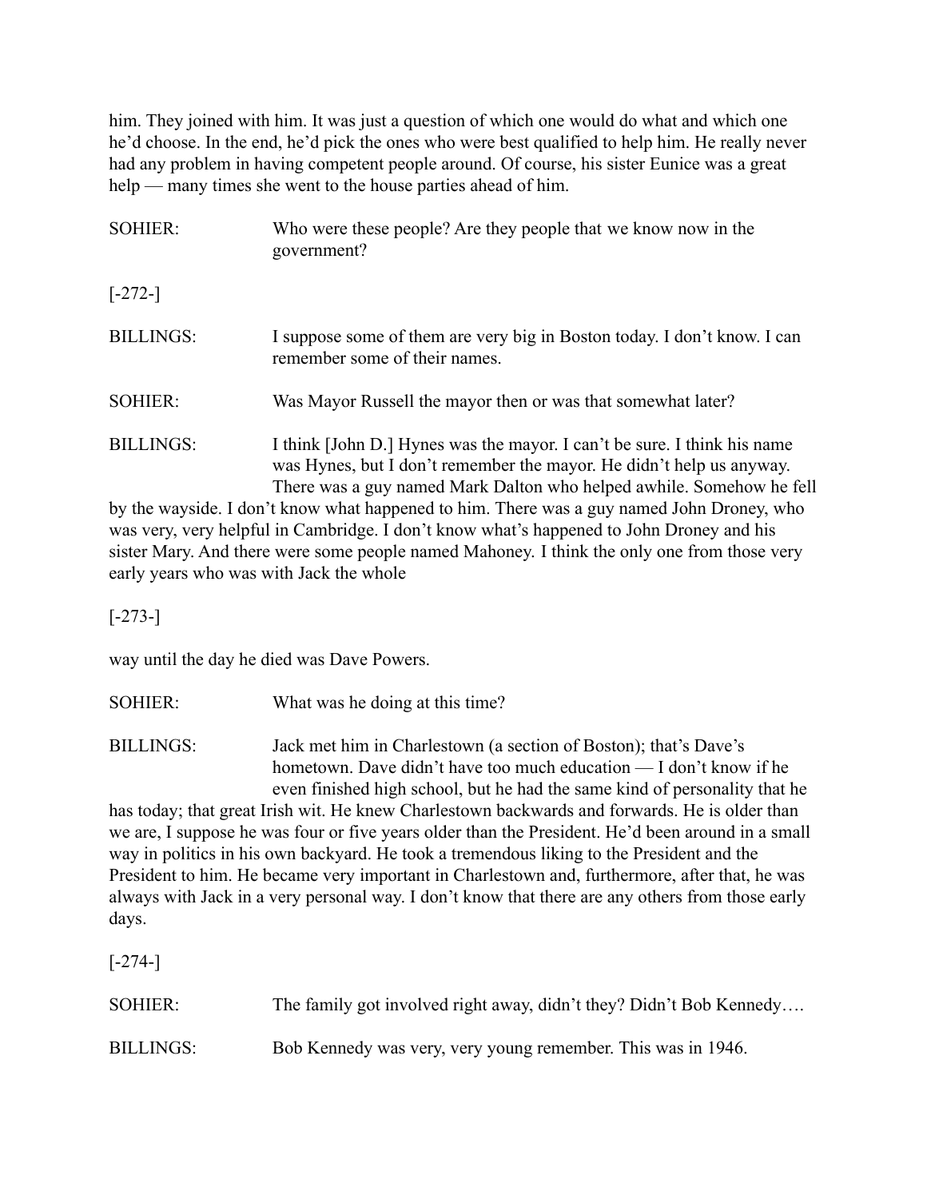him. They joined with him. It was just a question of which one would do what and which one he'd choose. In the end, he'd pick the ones who were best qualified to help him. He really never had any problem in having competent people around. Of course, his sister Eunice was a great help — many times she went to the house parties ahead of him.

SOHIER: Who were these people? Are they people that we know now in the government?

[-272-]

BILLINGS: I suppose some of them are very big in Boston today. I don't know. I can remember some of their names.

SOHIER: Was Mayor Russell the mayor then or was that somewhat later?

BILLINGS: I think [John D.] Hynes was the mayor. I can't be sure. I think his name was Hynes, but I don't remember the mayor. He didn't help us anyway. There was a guy named Mark Dalton who helped awhile. Somehow he fell by the wayside. I don't know what happened to him. There was a guy named John Droney, who was very, very helpful in Cambridge. I don't know what's happened to John Droney and his sister Mary. And there were some people named Mahoney. I think the only one from those very early years who was with Jack the whole

[-273-]

way until the day he died was Dave Powers.

SOHIER: What was he doing at this time?

BILLINGS: Jack met him in Charlestown (a section of Boston); that's Dave's hometown. Dave didn't have too much education — I don't know if he even finished high school, but he had the same kind of personality that he has today; that great Irish wit. He knew Charlestown backwards and forwards. He is older than we are, I suppose he was four or five years older than the President. He'd been around in a small way in politics in his own backyard. He took a tremendous liking to the President and the President to him. He became very important in Charlestown and, furthermore, after that, he was always with Jack in a very personal way. I don't know that there are any others from those early days.

[-274-]

SOHIER: The family got involved right away, didn't they? Didn't Bob Kennedy….

BILLINGS: Bob Kennedy was very, very young remember. This was in 1946.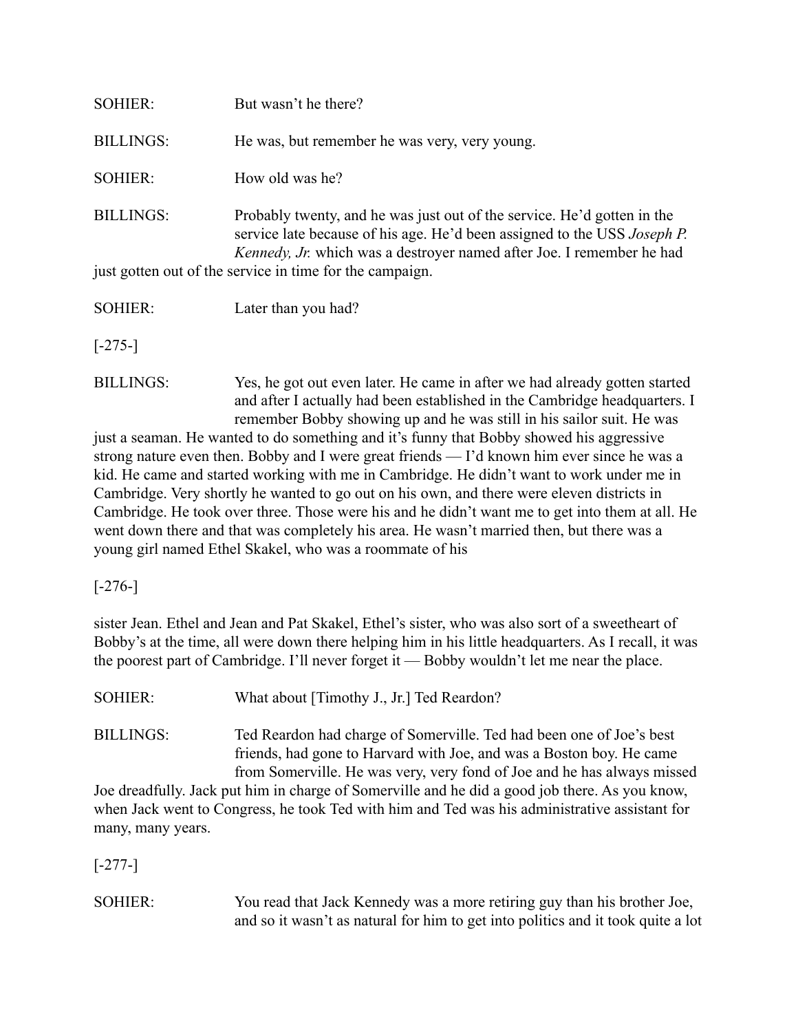SOHIER: But wasn't he there?

BILLINGS: He was, but remember he was very, very young.

SOHIER: How old was he?

BILLINGS: Probably twenty, and he was just out of the service. He'd gotten in the service late because of his age. He'd been assigned to the USS *Joseph P. Kennedy, Jr.* which was a destroyer named after Joe. I remember he had just gotten out of the service in time for the campaign.

SOHIER: Later than you had?

[-275-]

BILLINGS: Yes, he got out even later. He came in after we had already gotten started and after I actually had been established in the Cambridge headquarters. I remember Bobby showing up and he was still in his sailor suit. He was just a seaman. He wanted to do something and it's funny that Bobby showed his aggressive strong nature even then. Bobby and I were great friends — I'd known him ever since he was a kid. He came and started working with me in Cambridge. He didn't want to work under me in Cambridge. Very shortly he wanted to go out on his own, and there were eleven districts in Cambridge. He took over three. Those were his and he didn't want me to get into them at all. He went down there and that was completely his area. He wasn't married then, but there was a young girl named Ethel Skakel, who was a roommate of his

[-276-]

sister Jean. Ethel and Jean and Pat Skakel, Ethel's sister, who was also sort of a sweetheart of Bobby's at the time, all were down there helping him in his little headquarters. As I recall, it was the poorest part of Cambridge. I'll never forget it — Bobby wouldn't let me near the place.

SOHIER: What about [Timothy J., Jr.] Ted Reardon?

BILLINGS: Ted Reardon had charge of Somerville. Ted had been one of Joe's best friends, had gone to Harvard with Joe, and was a Boston boy. He came from Somerville. He was very, very fond of Joe and he has always missed Joe dreadfully. Jack put him in charge of Somerville and he did a good job there. As you know, when Jack went to Congress, he took Ted with him and Ted was his administrative assistant for many, many years.

[-277-]

SOHIER: You read that Jack Kennedy was a more retiring guy than his brother Joe, and so it wasn't as natural for him to get into politics and it took quite a lot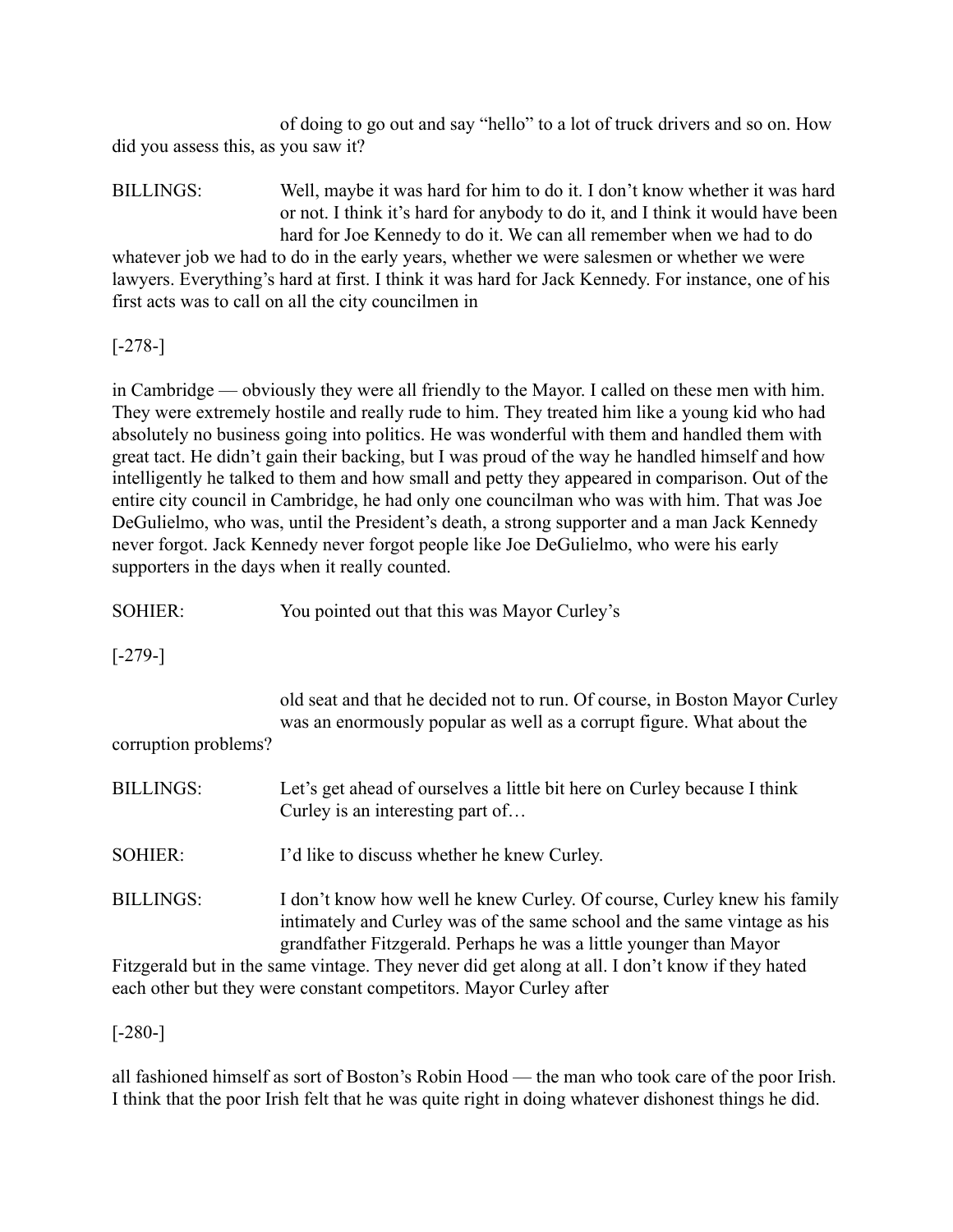of doing to go out and say "hello" to a lot of truck drivers and so on. How did you assess this, as you saw it?

BILLINGS: Well, maybe it was hard for him to do it. I don't know whether it was hard or not. I think it's hard for anybody to do it, and I think it would have been hard for Joe Kennedy to do it. We can all remember when we had to do whatever job we had to do in the early years, whether we were salesmen or whether we were lawyers. Everything's hard at first. I think it was hard for Jack Kennedy. For instance, one of his first acts was to call on all the city councilmen in

[-278-]

in Cambridge — obviously they were all friendly to the Mayor. I called on these men with him. They were extremely hostile and really rude to him. They treated him like a young kid who had absolutely no business going into politics. He was wonderful with them and handled them with great tact. He didn't gain their backing, but I was proud of the way he handled himself and how intelligently he talked to them and how small and petty they appeared in comparison. Out of the entire city council in Cambridge, he had only one councilman who was with him. That was Joe DeGulielmo, who was, until the President's death, a strong supporter and a man Jack Kennedy never forgot. Jack Kennedy never forgot people like Joe DeGulielmo, who were his early supporters in the days when it really counted.

SOHIER: You pointed out that this was Mayor Curley's

[-279-]

old seat and that he decided not to run. Of course, in Boston Mayor Curley was an enormously popular as well as a corrupt figure. What about the corruption problems?

BILLINGS: Let's get ahead of ourselves a little bit here on Curley because I think Curley is an interesting part of…

SOHIER: I'd like to discuss whether he knew Curley.

BILLINGS: I don't know how well he knew Curley. Of course, Curley knew his family intimately and Curley was of the same school and the same vintage as his grandfather Fitzgerald. Perhaps he was a little younger than Mayor Fitzgerald but in the same vintage. They never did get along at all. I don't know if they hated each other but they were constant competitors. Mayor Curley after

[-280-]

all fashioned himself as sort of Boston's Robin Hood — the man who took care of the poor Irish. I think that the poor Irish felt that he was quite right in doing whatever dishonest things he did.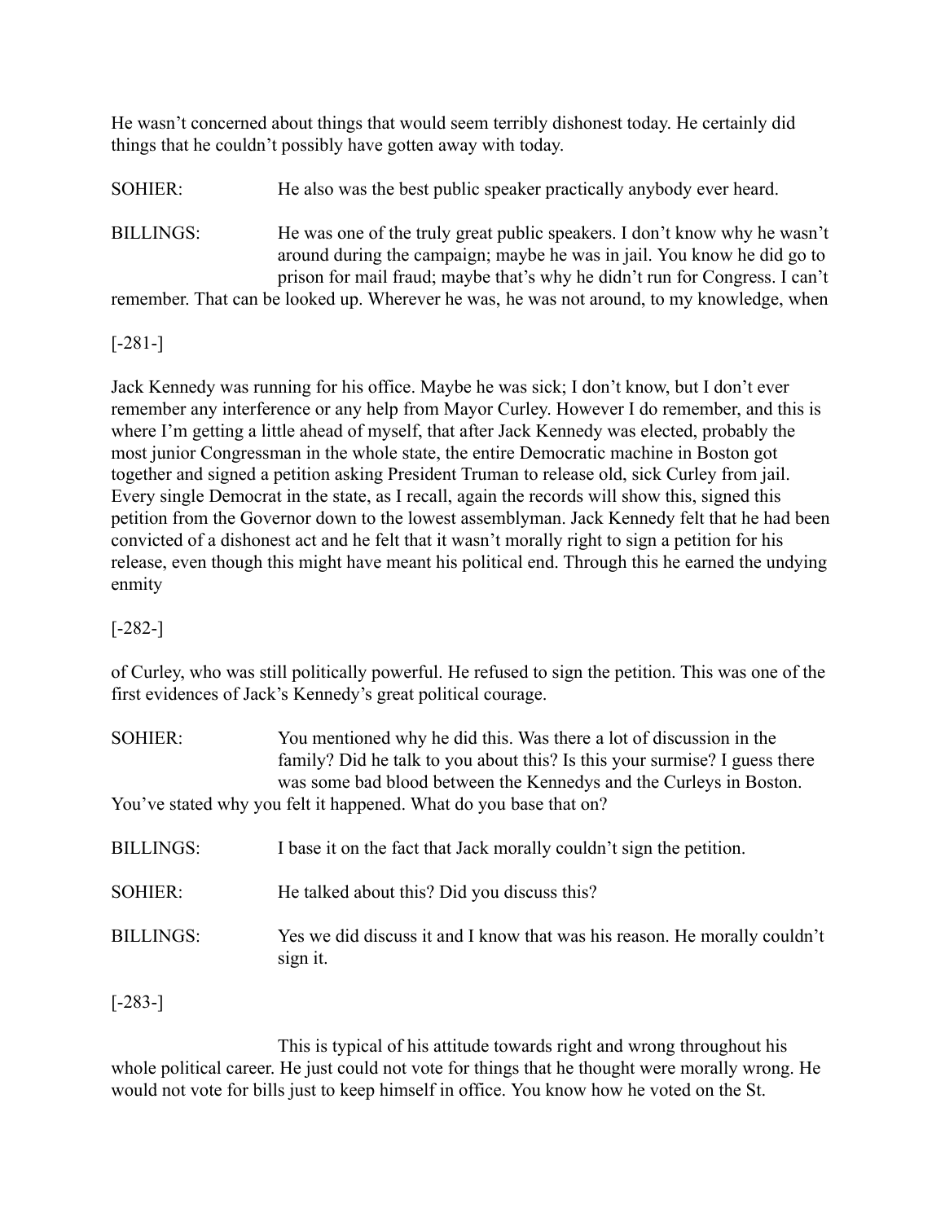He wasn't concerned about things that would seem terribly dishonest today. He certainly did things that he couldn't possibly have gotten away with today.

SOHIER: He also was the best public speaker practically anybody ever heard.

BILLINGS: He was one of the truly great public speakers. I don't know why he wasn't around during the campaign; maybe he was in jail. You know he did go to prison for mail fraud; maybe that's why he didn't run for Congress. I can't remember. That can be looked up. Wherever he was, he was not around, to my knowledge, when

[-281-]

Jack Kennedy was running for his office. Maybe he was sick; I don't know, but I don't ever remember any interference or any help from Mayor Curley. However I do remember, and this is where I'm getting a little ahead of myself, that after Jack Kennedy was elected, probably the most junior Congressman in the whole state, the entire Democratic machine in Boston got together and signed a petition asking President Truman to release old, sick Curley from jail. Every single Democrat in the state, as I recall, again the records will show this, signed this petition from the Governor down to the lowest assemblyman. Jack Kennedy felt that he had been convicted of a dishonest act and he felt that it wasn't morally right to sign a petition for his release, even though this might have meant his political end. Through this he earned the undying enmity

[-282-]

of Curley, who was still politically powerful. He refused to sign the petition. This was one of the first evidences of Jack's Kennedy's great political courage.

SOHIER: You mentioned why he did this. Was there a lot of discussion in the family? Did he talk to you about this? Is this your surmise? I guess there was some bad blood between the Kennedys and the Curleys in Boston. You've stated why you felt it happened. What do you base that on?

BILLINGS: I base it on the fact that Jack morally couldn't sign the petition.

SOHIER: He talked about this? Did you discuss this?

BILLINGS: Yes we did discuss it and I know that was his reason. He morally couldn't sign it.

[-283-]

This is typical of his attitude towards right and wrong throughout his whole political career. He just could not vote for things that he thought were morally wrong. He would not vote for bills just to keep himself in office. You know how he voted on the St.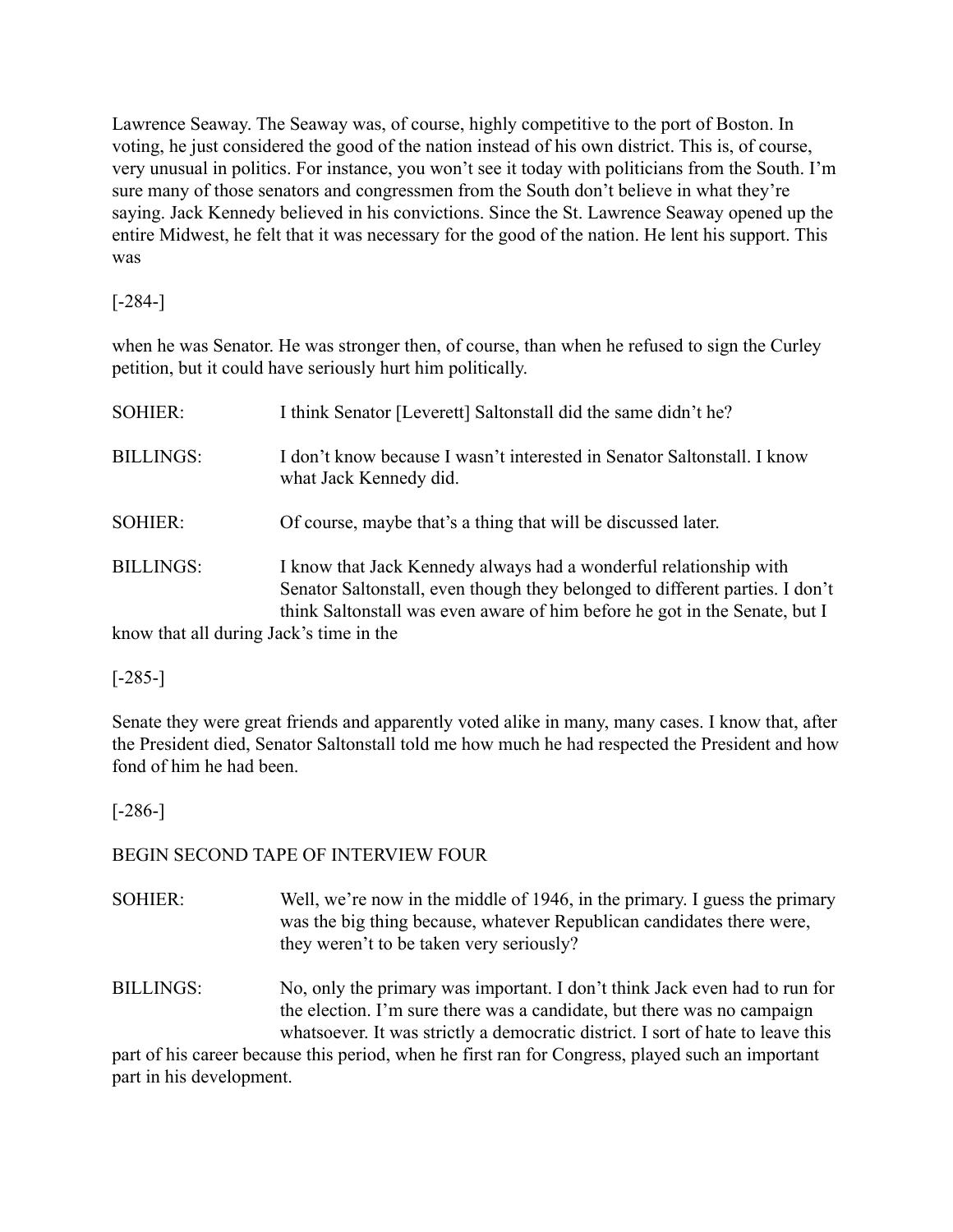Lawrence Seaway. The Seaway was, of course, highly competitive to the port of Boston. In voting, he just considered the good of the nation instead of his own district. This is, of course, very unusual in politics. For instance, you won't see it today with politicians from the South. I'm sure many of those senators and congressmen from the South don't believe in what they're saying. Jack Kennedy believed in his convictions. Since the St. Lawrence Seaway opened up the entire Midwest, he felt that it was necessary for the good of the nation. He lent his support. This was

[-284-]

when he was Senator. He was stronger then, of course, than when he refused to sign the Curley petition, but it could have seriously hurt him politically.

SOHIER: I think Senator [Leverett] Saltonstall did the same didn't he?

BILLINGS: I don't know because I wasn't interested in Senator Saltonstall. I know what Jack Kennedy did.

SOHIER: Of course, maybe that's a thing that will be discussed later.

BILLINGS: I know that Jack Kennedy always had a wonderful relationship with Senator Saltonstall, even though they belonged to different parties. I don't think Saltonstall was even aware of him before he got in the Senate, but I know that all during Jack's time in the

[-285-]

Senate they were great friends and apparently voted alike in many, many cases. I know that, after the President died, Senator Saltonstall told me how much he had respected the President and how fond of him he had been.

[-286-]

BEGIN SECOND TAPE OF INTERVIEW FOUR

SOHIER: Well, we're now in the middle of 1946, in the primary. I guess the primary was the big thing because, whatever Republican candidates there were, they weren't to be taken very seriously?

BILLINGS: No, only the primary was important. I don't think Jack even had to run for the election. I'm sure there was a candidate, but there was no campaign whatsoever. It was strictly a democratic district. I sort of hate to leave this part of his career because this period, when he first ran for Congress, played such an important part in his development.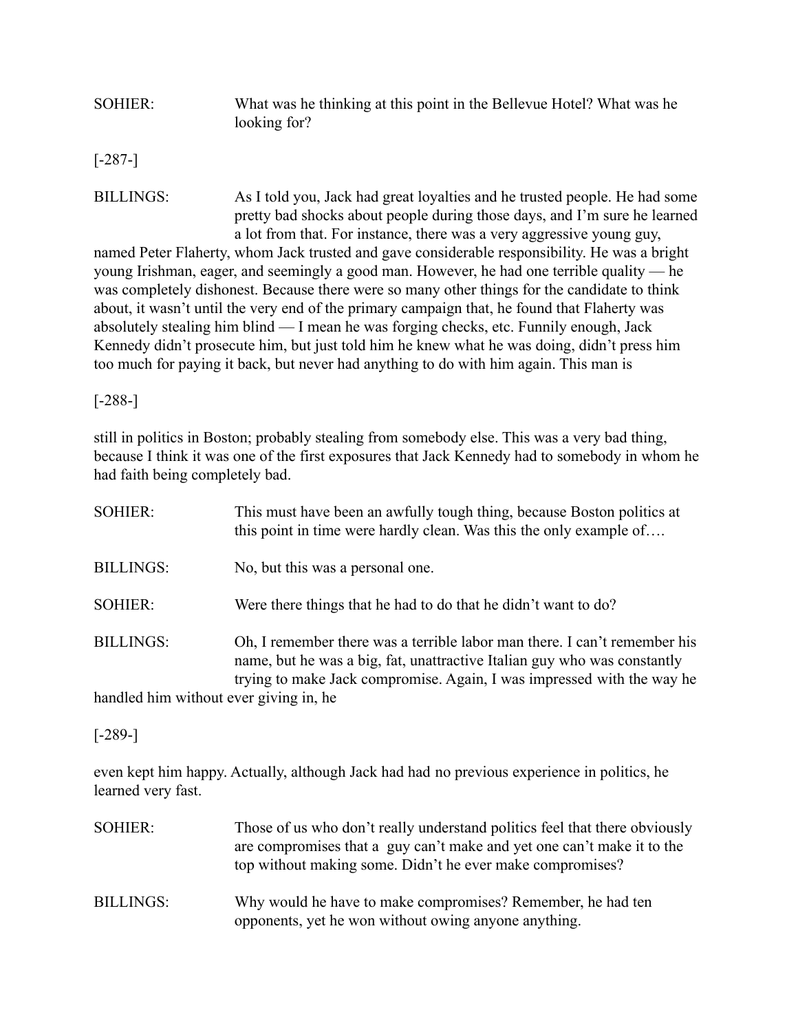SOHIER: What was he thinking at this point in the Bellevue Hotel? What was he looking for?

[-287-]

BILLINGS: As I told you, Jack had great loyalties and he trusted people. He had some pretty bad shocks about people during those days, and I'm sure he learned a lot from that. For instance, there was a very aggressive young guy, named Peter Flaherty, whom Jack trusted and gave considerable responsibility. He was a bright young Irishman, eager, and seemingly a good man. However, he had one terrible quality — he was completely dishonest. Because there were so many other things for the candidate to think about, it wasn't until the very end of the primary campaign that, he found that Flaherty was absolutely stealing him blind — I mean he was forging checks, etc. Funnily enough, Jack Kennedy didn't prosecute him, but just told him he knew what he was doing, didn't press him too much for paying it back, but never had anything to do with him again. This man is

[-288-]

still in politics in Boston; probably stealing from somebody else. This was a very bad thing, because I think it was one of the first exposures that Jack Kennedy had to somebody in whom he had faith being completely bad.

SOHIER: This must have been an awfully tough thing, because Boston politics at this point in time were hardly clean. Was this the only example of….

BILLINGS: No, but this was a personal one.

SOHIER: Were there things that he had to do that he didn't want to do?

BILLINGS: Oh, I remember there was a terrible labor man there. I can't remember his name, but he was a big, fat, unattractive Italian guy who was constantly trying to make Jack compromise. Again, I was impressed with the way he handled him without ever giving in, he

[-289-]

even kept him happy. Actually, although Jack had had no previous experience in politics, he learned very fast.

SOHIER: Those of us who don't really understand politics feel that there obviously are compromises that a guy can't make and yet one can't make it to the top without making some. Didn't he ever make compromises?

BILLINGS: Why would he have to make compromises? Remember, he had ten opponents, yet he won without owing anyone anything.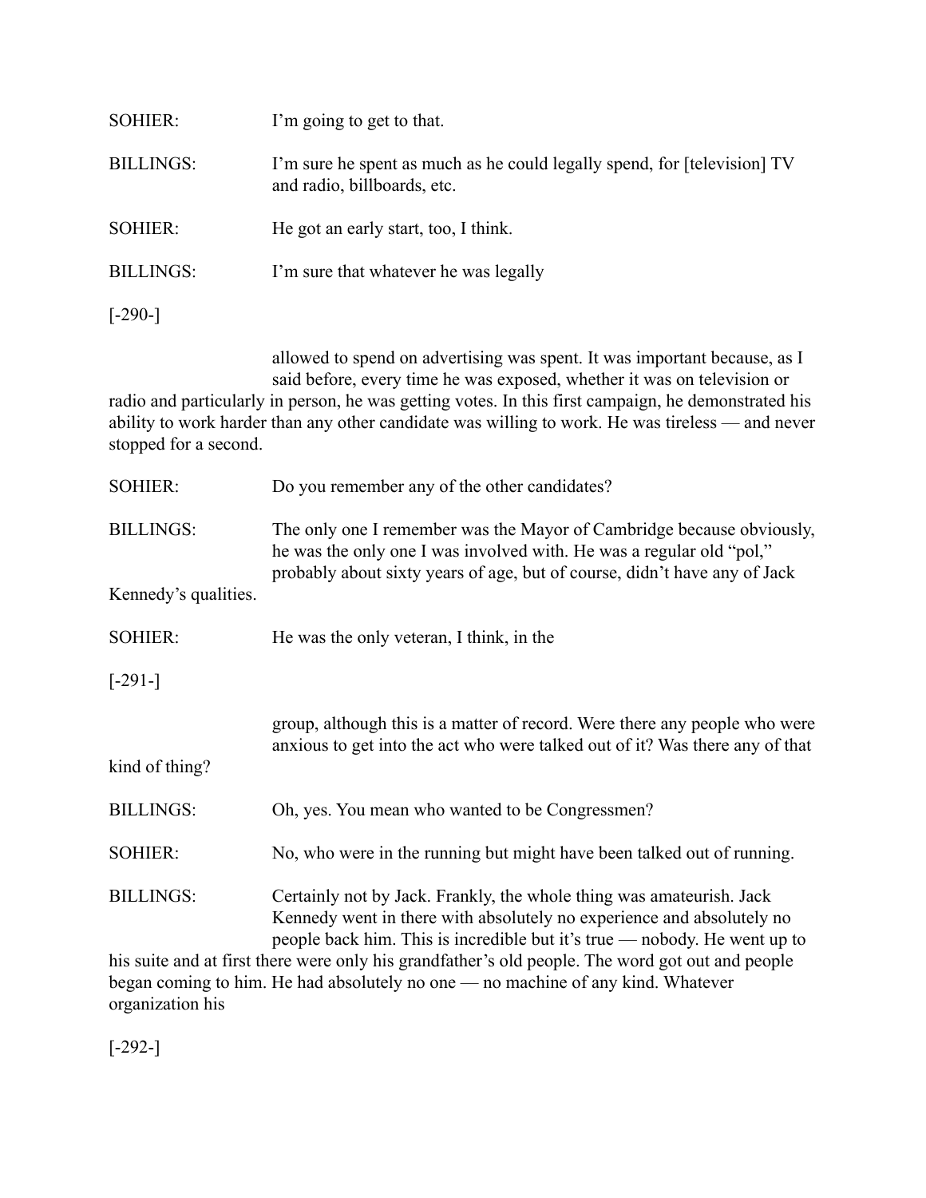SOHIER: I'm going to get to that.

BILLINGS: I'm sure he spent as much as he could legally spend, for [television] TV and radio, billboards, etc.

SOHIER: He got an early start, too, I think.

BILLINGS: I'm sure that whatever he was legally allowed to spend on advertising was spent. It was important because, as I said before, every time he was exposed, whether it was on television or radio and particularly in person, he was getting votes. In this first campaign, he demonstrated his ability to work harder than any other candidate was willing to work. He was tireless — and never stopped for a second.

SOHIER: Do you remember any of the other candidates?

BILLINGS: The only one I remember was the Mayor of Cambridge because obviously, he was the only one I was involved with. He was a regular old "pol," probably about sixty years of age, but of course, didn't have any of Jack Kennedy's qualities.

SOHIER: He was the only veteran, I think, in the group, although this is a matter of record. Were there any people who were anxious to get into the act who were talked out of it? Was there any of that kind of thing?

BILLINGS: Oh, yes. You mean who wanted to be Congressmen?

SOHIER: No, who were in the running but might have been talked out of running.

BILLINGS: Certainly not by Jack. Frankly, the whole thing was amateurish. Jack Kennedy went in there with absolutely no experience and absolutely no people back him. This is incredible but it's true — nobody. He went up to his suite and at first there were only his grandfather's old people. The word got out and people began coming to him. He had absolutely no one — no machine of any kind. Whatever organization his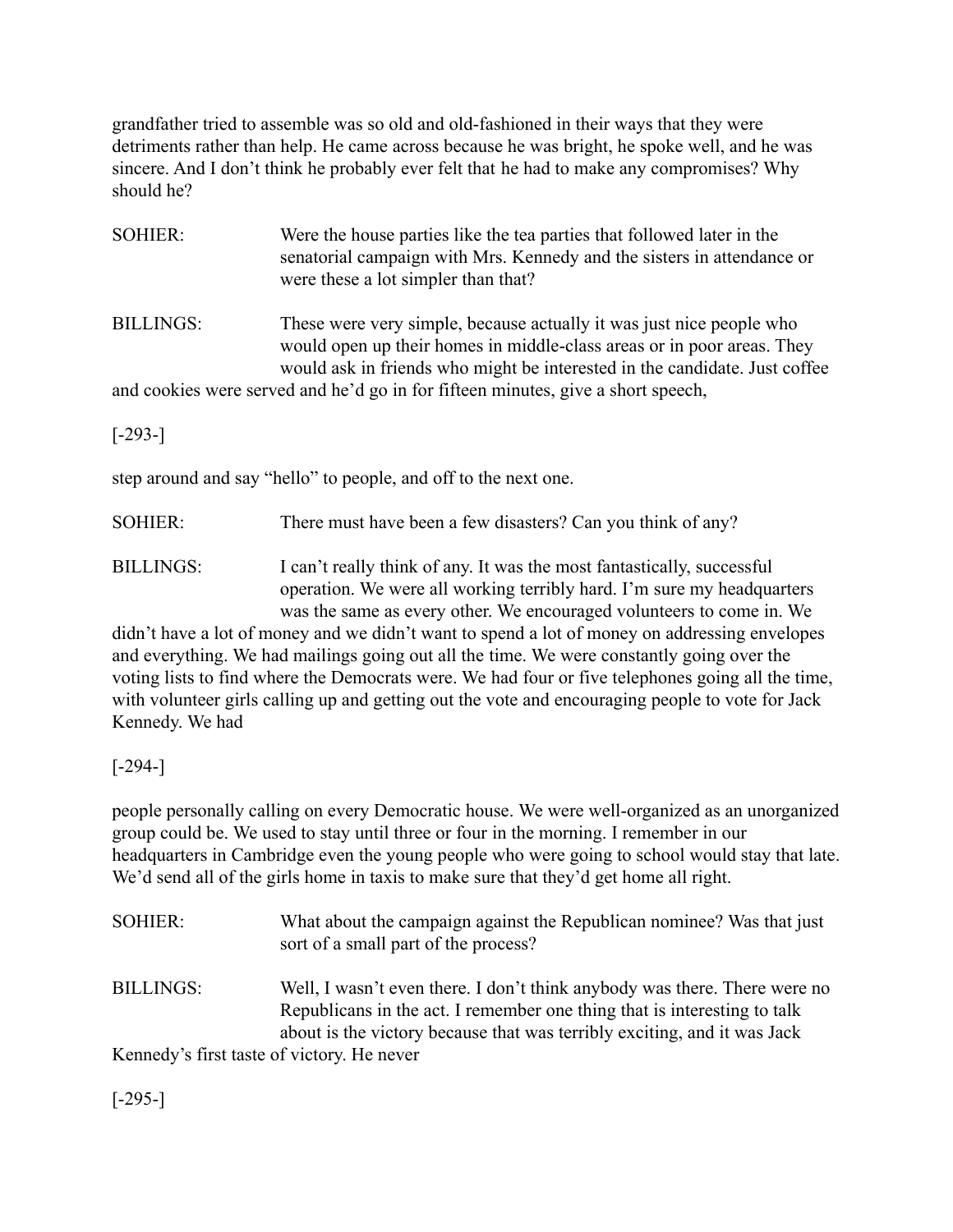grandfather tried to assemble was so old and old-fashioned in their ways that they were detriments rather than help. He came across because he was bright, he spoke well, and he was sincere. And I don't think he probably ever felt that he had to make any compromises? Why should he?

SOHIER: Were the house parties like the tea parties that followed later in the senatorial campaign with Mrs. Kennedy and the sisters in attendance or were these a lot simpler than that?

BILLINGS: These were very simple, because actually it was just nice people who would open up their homes in middle-class areas or in poor areas. They would ask in friends who might be interested in the candidate. Just coffee and cookies were served and he'd go in for fifteen minutes, give a short speech, step around and say "hello" to people, and off to the next one.

SOHIER: There must have been a few disasters? Can you think of any?

BILLINGS: I can't really think of any. It was the most fantastically, successful operation. We were all working terribly hard. I'm sure my headquarters was the same as every other. We encouraged volunteers to come in. We didn't have a lot of money and we didn't want to spend a lot of money on addressing envelopes and everything. We had mailings going out all the time. We were constantly going over the voting lists to find where the Democrats were. We had four or five telephones going all the time, with volunteer girls calling up and getting out the vote and encouraging people to vote for Jack Kennedy. We had people personally calling on every Democratic house. We were well-organized as an unorganized group could be. We used to stay until three or four in the morning. I remember in our headquarters in Cambridge even the young people who were going to school would stay that late. We'd send all of the girls home in taxis to make sure that they'd get home all right.

SOHIER: What about the campaign against the Republican nominee? Was that just sort of a small part of the process?

BILLINGS: Well, I wasn't even there. I don't think anybody was there. There were no Republicans in the act. I remember one thing that is interesting to talk about is the victory because that was terribly exciting, and it was Jack Kennedy's first taste of victory. He never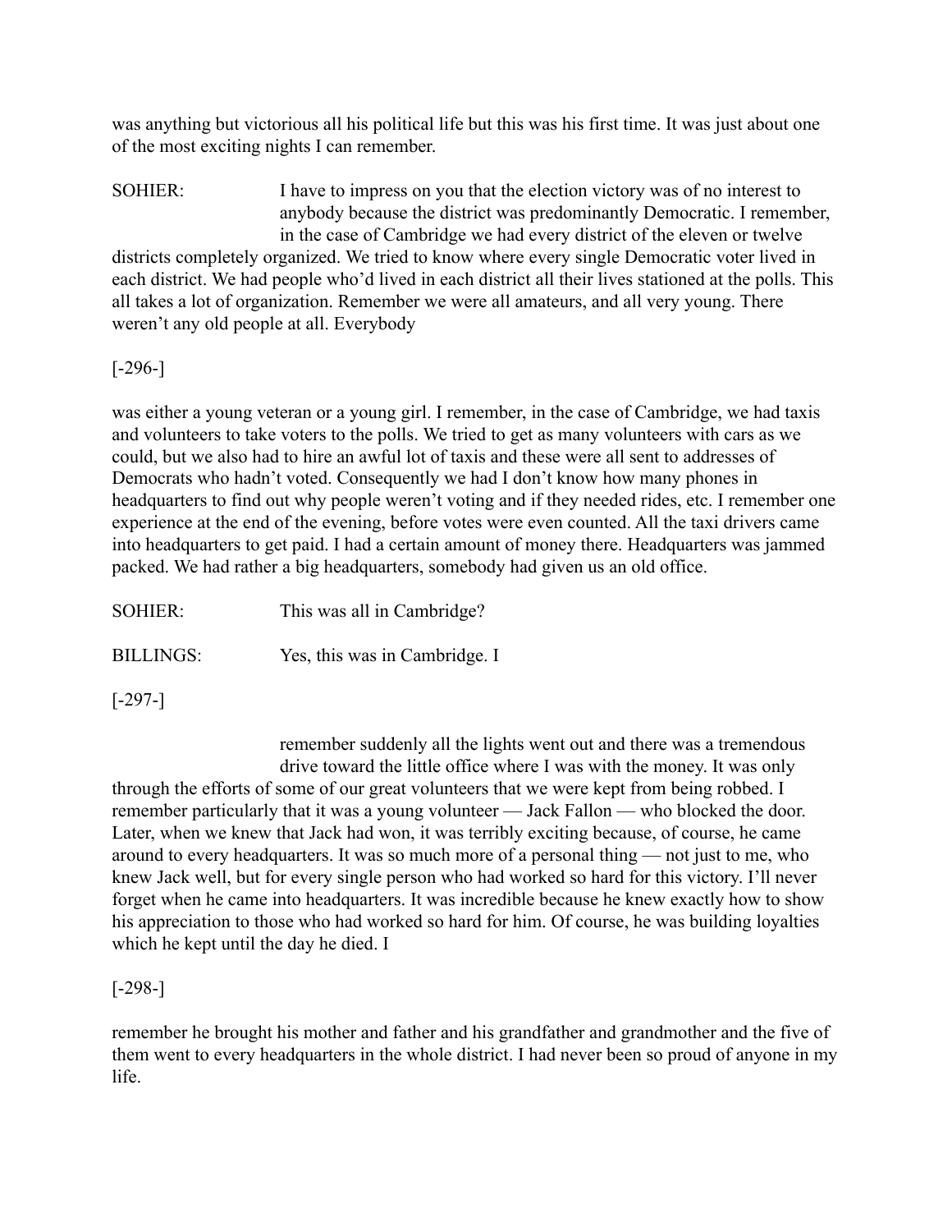was anything but victorious all his political life but this was his first time. It was just about one of the most exciting nights I can remember.

SOHIER: I have to impress on you that the election victory was of no interest to anybody because the district was predominantly Democratic. I remember, in the case of Cambridge we had every district of the eleven or twelve districts completely organized. We tried to know where every single Democratic voter lived in each district. We had people who'd lived in each district all their lives stationed at the polls. This all takes a lot of organization. Remember we were all amateurs, and all very young. There weren't any old people at all. Everybody

[-296-]

was either a young veteran or a young girl. I remember, in the case of Cambridge, we had taxis and volunteers to take voters to the polls. We tried to get as many volunteers with cars as we could, but we also had to hire an awful lot of taxis and these were all sent to addresses of Democrats who hadn't voted. Consequently we had I don't know how many phones in headquarters to find out why people weren't voting and if they needed rides, etc. I remember one experience at the end of the evening, before votes were even counted. All the taxi drivers came into headquarters to get paid. I had a certain amount of money there. Headquarters was jammed packed. We had rather a big headquarters, somebody had given us an old office.

SOHIER: This was all in Cambridge?

BILLINGS: Yes, this was in Cambridge. I

[-297-]

remember suddenly all the lights went out and there was a tremendous drive toward the little office where I was with the money. It was only through the efforts of some of our great volunteers that we were kept from being robbed. I remember particularly that it was a young volunteer — Jack Fallon — who blocked the door. Later, when we knew that Jack had won, it was terribly exciting because, of course, he came around to every headquarters. It was so much more of a personal thing — not just to me, who knew Jack well, but for every single person who had worked so hard for this victory. I'll never forget when he came into headquarters. It was incredible because he knew exactly how to show his appreciation to those who had worked so hard for him. Of course, he was building loyalties which he kept until the day he died. I

[-298-]

remember he brought his mother and father and his grandfather and grandmother and the five of them went to every headquarters in the whole district. I had never been so proud of anyone in my life.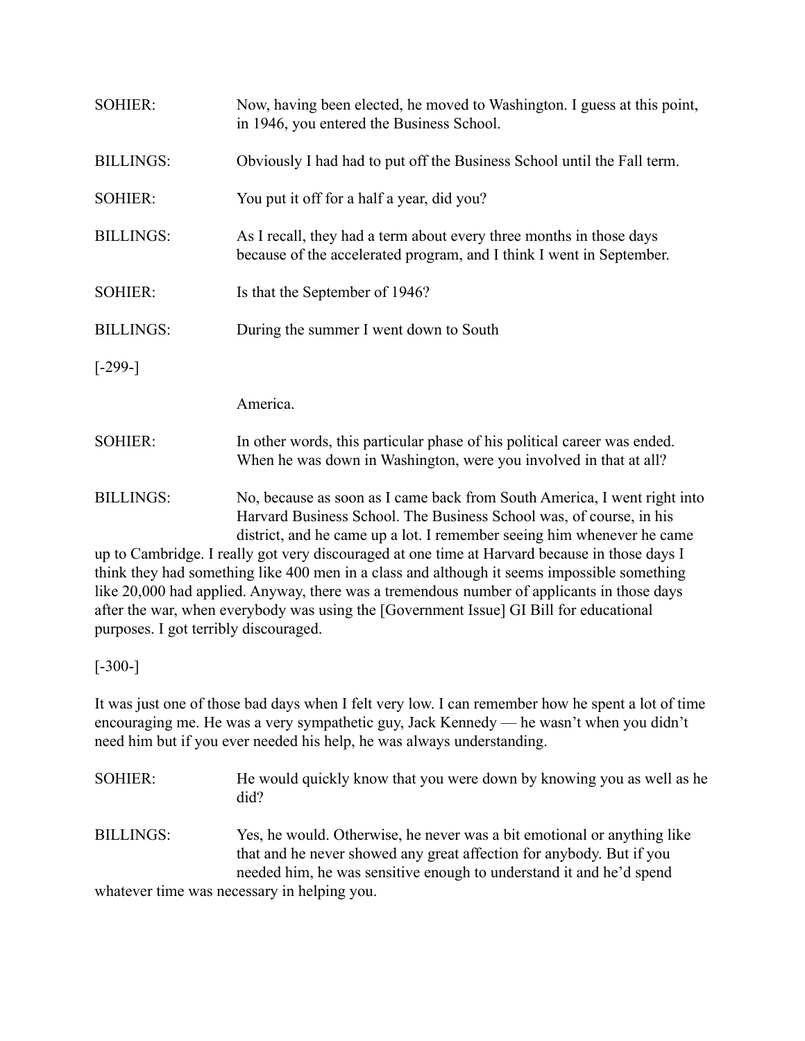SOHIER: Now, having been elected, he moved to Washington. I guess at this point, in 1946, you entered the Business School.

BILLINGS: Obviously I had had to put off the Business School until the Fall term.

SOHIER: You put it off for a half a year, did you?

BILLINGS: As I recall, they had a term about every three months in those days because of the accelerated program, and I think I went in September.

SOHIER: Is that the September of 1946?

BILLINGS: During the summer I went down to South

[-299-]

America.

SOHIER: In other words, this particular phase of his political career was ended. When he was down in Washington, were you involved in that at all?

BILLINGS: No, because as soon as I came back from South America, I went right into Harvard Business School. The Business School was, of course, in his district, and he came up a lot. I remember seeing him whenever he came up to Cambridge. I really got very discouraged at one time at Harvard because in those days I think they had something like 400 men in a class and although it seems impossible something like 20,000 had applied. Anyway, there was a tremendous number of applicants in those days after the war, when everybody was using the [Government Issue] GI Bill for educational purposes. I got terribly discouraged.

[-300-]

It was just one of those bad days when I felt very low. I can remember how he spent a lot of time encouraging me. He was a very sympathetic guy, Jack Kennedy — he wasn't when you didn't need him but if you ever needed his help, he was always understanding.

SOHIER: He would quickly know that you were down by knowing you as well as he did?

BILLINGS: Yes, he would. Otherwise, he never was a bit emotional or anything like that and he never showed any great affection for anybody. But if you needed him, he was sensitive enough to understand it and he'd spend whatever time was necessary in helping you.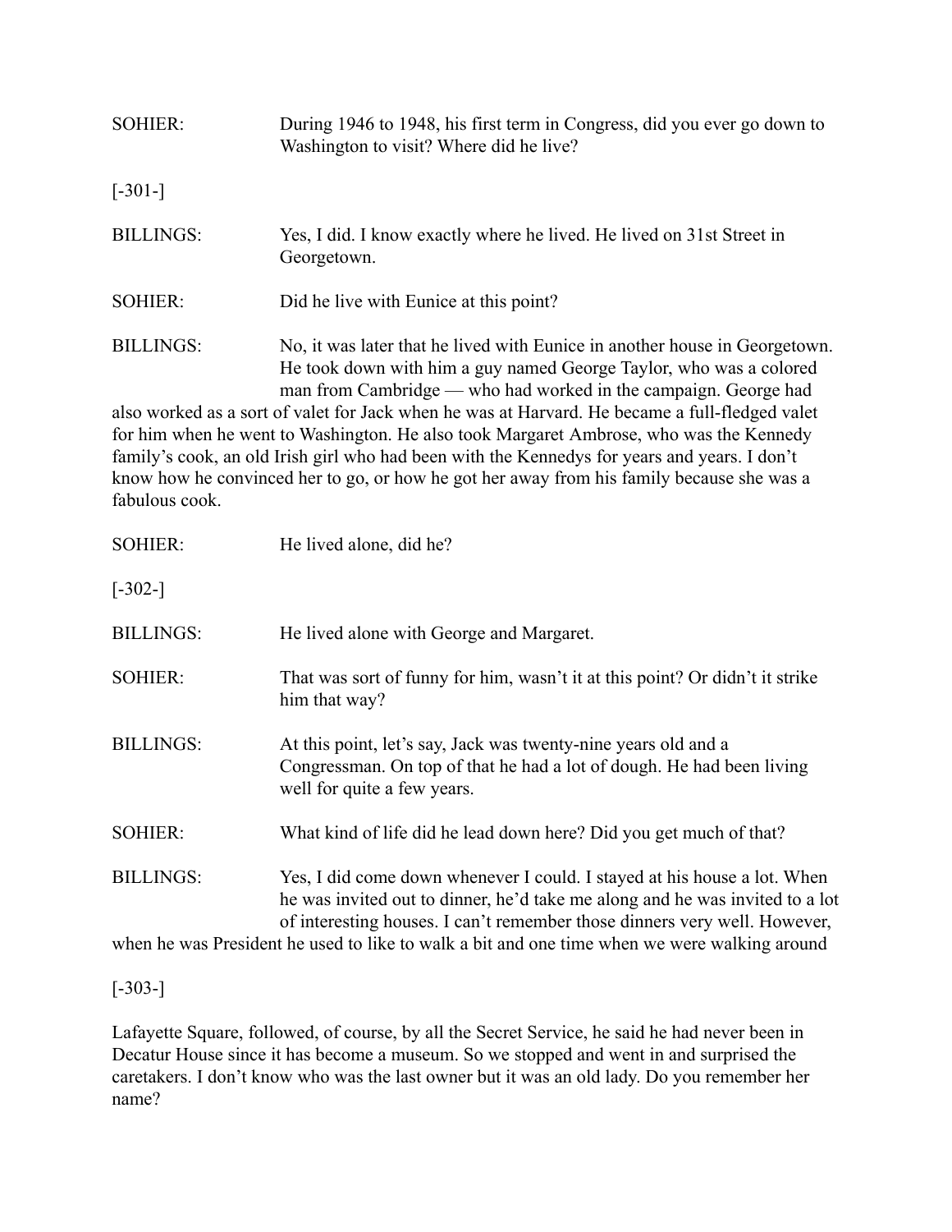SOHIER: During 1946 to 1948, his first term in Congress, did you ever go down to Washington to visit? Where did he live?

[-301-]

BILLINGS: Yes, I did. I know exactly where he lived. He lived on 31st Street in Georgetown.

SOHIER: Did he live with Eunice at this point?

BILLINGS: No, it was later that he lived with Eunice in another house in Georgetown. He took down with him a guy named George Taylor, who was a colored man from Cambridge — who had worked in the campaign. George had also worked as a sort of valet for Jack when he was at Harvard. He became a full-fledged valet for him when he went to Washington. He also took Margaret Ambrose, who was the Kennedy family's cook, an old Irish girl who had been with the Kennedys for years and years. I don't know how he convinced her to go, or how he got her away from his family because she was a fabulous cook.

SOHIER: He lived alone, did he?

[-302-]

BILLINGS: He lived alone with George and Margaret.

SOHIER: That was sort of funny for him, wasn't it at this point? Or didn't it strike him that way?

BILLINGS: At this point, let's say, Jack was twenty-nine years old and a Congressman. On top of that he had a lot of dough. He had been living well for quite a few years.

SOHIER: What kind of life did he lead down here? Did you get much of that?

BILLINGS: Yes, I did come down whenever I could. I stayed at his house a lot. When he was invited out to dinner, he'd take me along and he was invited to a lot of interesting houses. I can't remember those dinners very well. However, when he was President he used to like to walk a bit and one time when we were walking around

[-303-]

Lafayette Square, followed, of course, by all the Secret Service, he said he had never been in Decatur House since it has become a museum. So we stopped and went in and surprised the caretakers. I don't know who was the last owner but it was an old lady. Do you remember her name?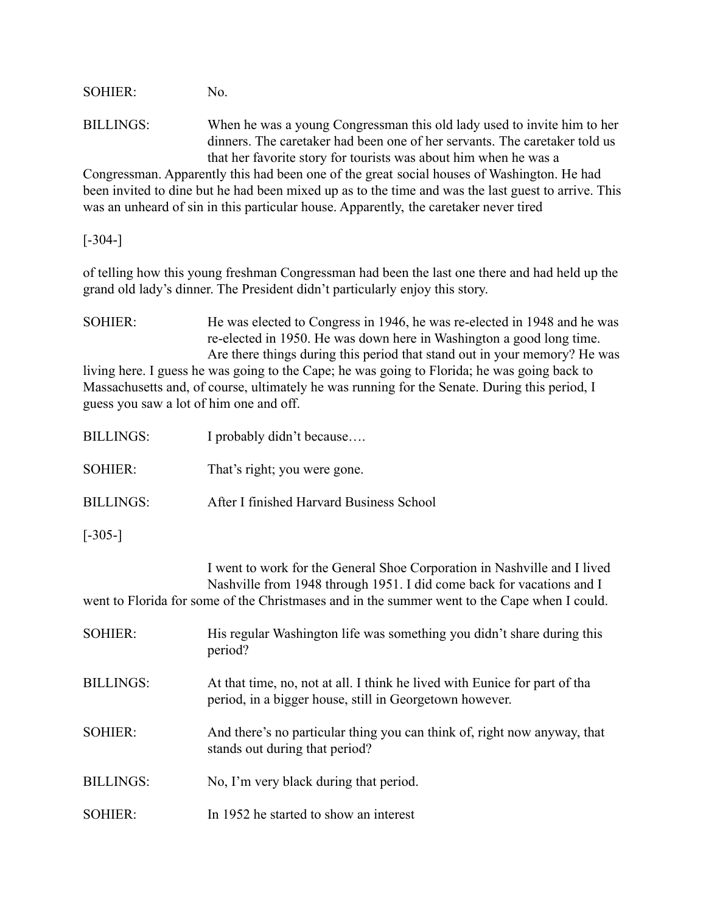SOHIER: No.

BILLINGS: When he was a young Congressman this old lady used to invite him to her dinners. The caretaker had been one of her servants. The caretaker told us that her favorite story for tourists was about him when he was a Congressman. Apparently this had been one of the great social houses of Washington. He had been invited to dine but he had been mixed up as to the time and was the last guest to arrive. This was an unheard of sin in this particular house. Apparently, the caretaker never tired

[-304-]

of telling how this young freshman Congressman had been the last one there and had held up the grand old lady's dinner. The President didn't particularly enjoy this story.

SOHIER: He was elected to Congress in 1946, he was re-elected in 1948 and he was re-elected in 1950. He was down here in Washington a good long time. Are there things during this period that stand out in your memory? He was living here. I guess he was going to the Cape; he was going to Florida; he was going back to Massachusetts and, of course, ultimately he was running for the Senate. During this period, I guess you saw a lot of him one and off.

BILLINGS: I probably didn't because….

SOHIER: That's right; you were gone.

BILLINGS: After I finished Harvard Business School

[-305-]

I went to work for the General Shoe Corporation in Nashville and I lived Nashville from 1948 through 1951. I did come back for vacations and I went to Florida for some of the Christmases and in the summer went to the Cape when I could.

SOHIER: His regular Washington life was something you didn't share during this period?

BILLINGS: At that time, no, not at all. I think he lived with Eunice for part of tha period, in a bigger house, still in Georgetown however.

SOHIER: And there's no particular thing you can think of, right now anyway, that stands out during that period?

BILLINGS: No, I'm very black during that period.

SOHIER: In 1952 he started to show an interest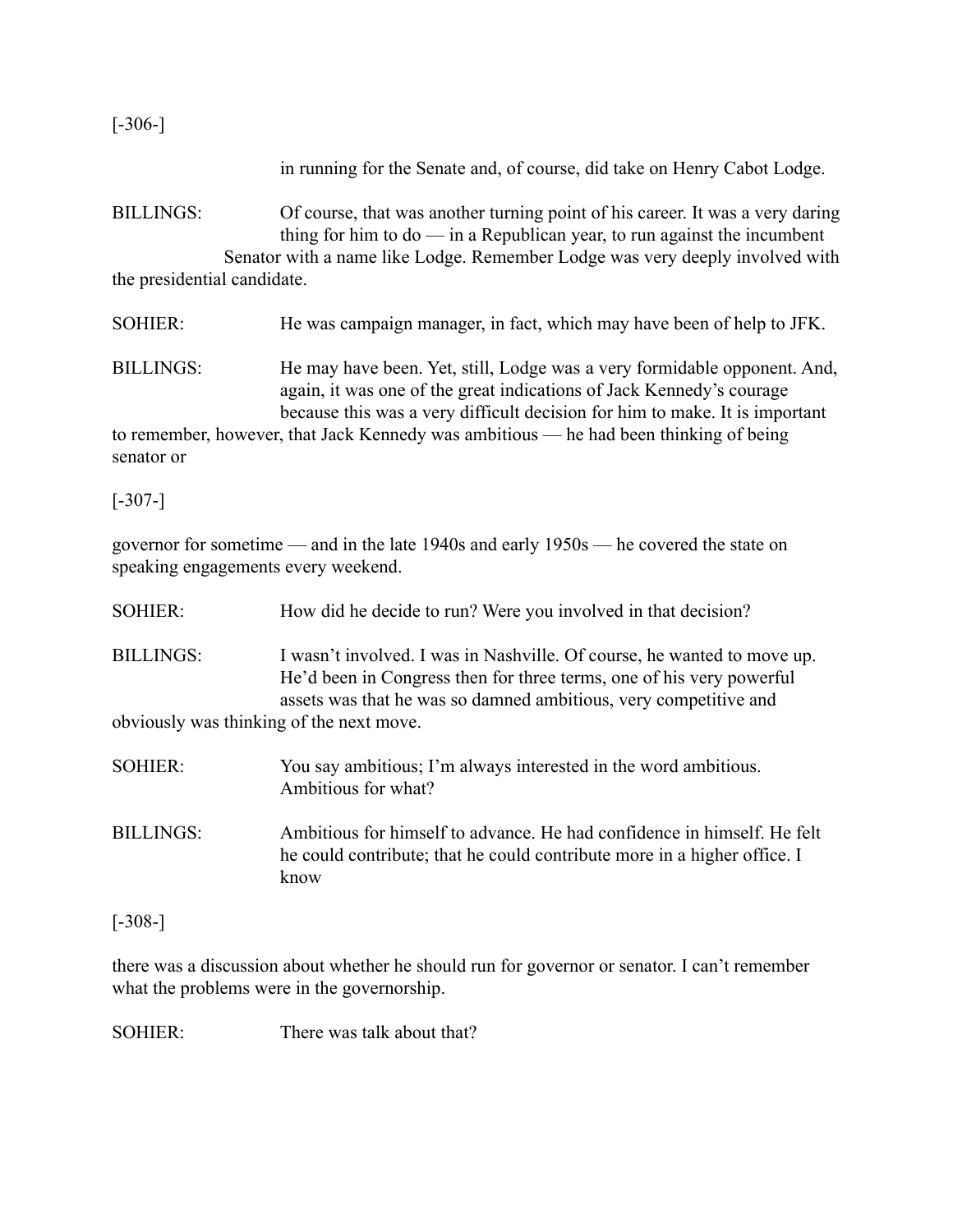[-306-]

in running for the Senate and, of course, did take on Henry Cabot Lodge.

BILLINGS: Of course, that was another turning point of his career. It was a very daring thing for him to do — in a Republican year, to run against the incumbent Senator with a name like Lodge. Remember Lodge was very deeply involved with the presidential candidate.

SOHIER: He was campaign manager, in fact, which may have been of help to JFK.

BILLINGS: He may have been. Yet, still, Lodge was a very formidable opponent. And, again, it was one of the great indications of Jack Kennedy's courage because this was a very difficult decision for him to make. It is important to remember, however, that Jack Kennedy was ambitious — he had been thinking of being senator or

[-307-]

governor for sometime — and in the late 1940s and early 1950s — he covered the state on speaking engagements every weekend.

SOHIER: How did he decide to run? Were you involved in that decision?

BILLINGS: I wasn't involved. I was in Nashville. Of course, he wanted to move up. He'd been in Congress then for three terms, one of his very powerful assets was that he was so damned ambitious, very competitive and obviously was thinking of the next move.

SOHIER: You say ambitious; I'm always interested in the word ambitious. Ambitious for what?

BILLINGS: Ambitious for himself to advance. He had confidence in himself. He felt he could contribute; that he could contribute more in a higher office. I know

[-308-]

there was a discussion about whether he should run for governor or senator. I can't remember what the problems were in the governorship.

SOHIER: There was talk about that?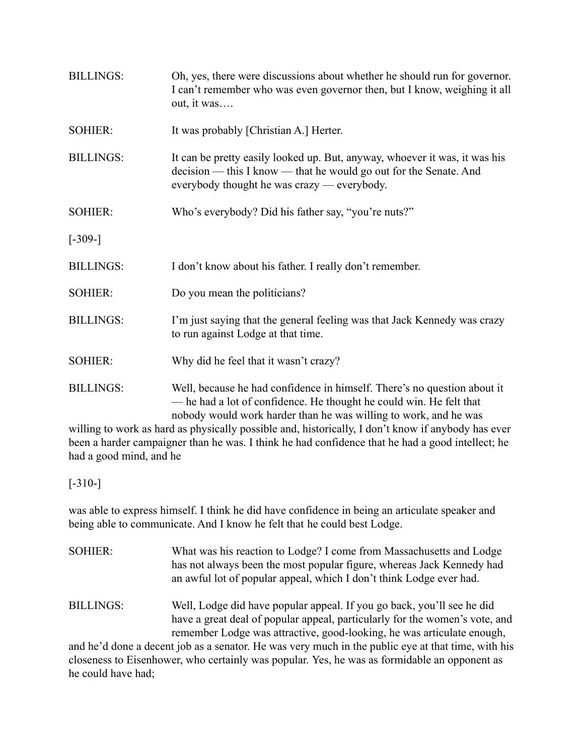BILLINGS: Oh, yes, there were discussions about whether he should run for governor. I can't remember who was even governor then, but I know, weighing it all out, it was….

SOHIER: It was probably [Christian A.] Herter.

BILLINGS: It can be pretty easily looked up. But, anyway, whoever it was, it was his decision — this I know — that he would go out for the Senate. And everybody thought he was crazy — everybody.

SOHIER: Who's everybody? Did his father say, "you're nuts?"

[-309-]

BILLINGS: I don't know about his father. I really don't remember.

SOHIER: Do you mean the politicians?

BILLINGS: I'm just saying that the general feeling was that Jack Kennedy was crazy to run against Lodge at that time.

SOHIER: Why did he feel that it wasn't crazy?

BILLINGS: Well, because he had confidence in himself. There's no question about it — he had a lot of confidence. He thought he could win. He felt that nobody would work harder than he was willing to work, and he was willing to work as hard as physically possible and, historically, I don't know if anybody has ever been a harder campaigner than he was. I think he had confidence that he had a good intellect; he had a good mind, and he

[-310-]

was able to express himself. I think he did have confidence in being an articulate speaker and being able to communicate. And I know he felt that he could best Lodge.

SOHIER: What was his reaction to Lodge? I come from Massachusetts and Lodge has not always been the most popular figure, whereas Jack Kennedy had an awful lot of popular appeal, which I don't think Lodge ever had.

BILLINGS: Well, Lodge did have popular appeal. If you go back, you'll see he did have a great deal of popular appeal, particularly for the women's vote, and remember Lodge was attractive, good-looking, he was articulate enough, and he'd done a decent job as a senator. He was very much in the public eye at that time, with his closeness to Eisenhower, who certainly was popular. Yes, he was as formidable an opponent as he could have had;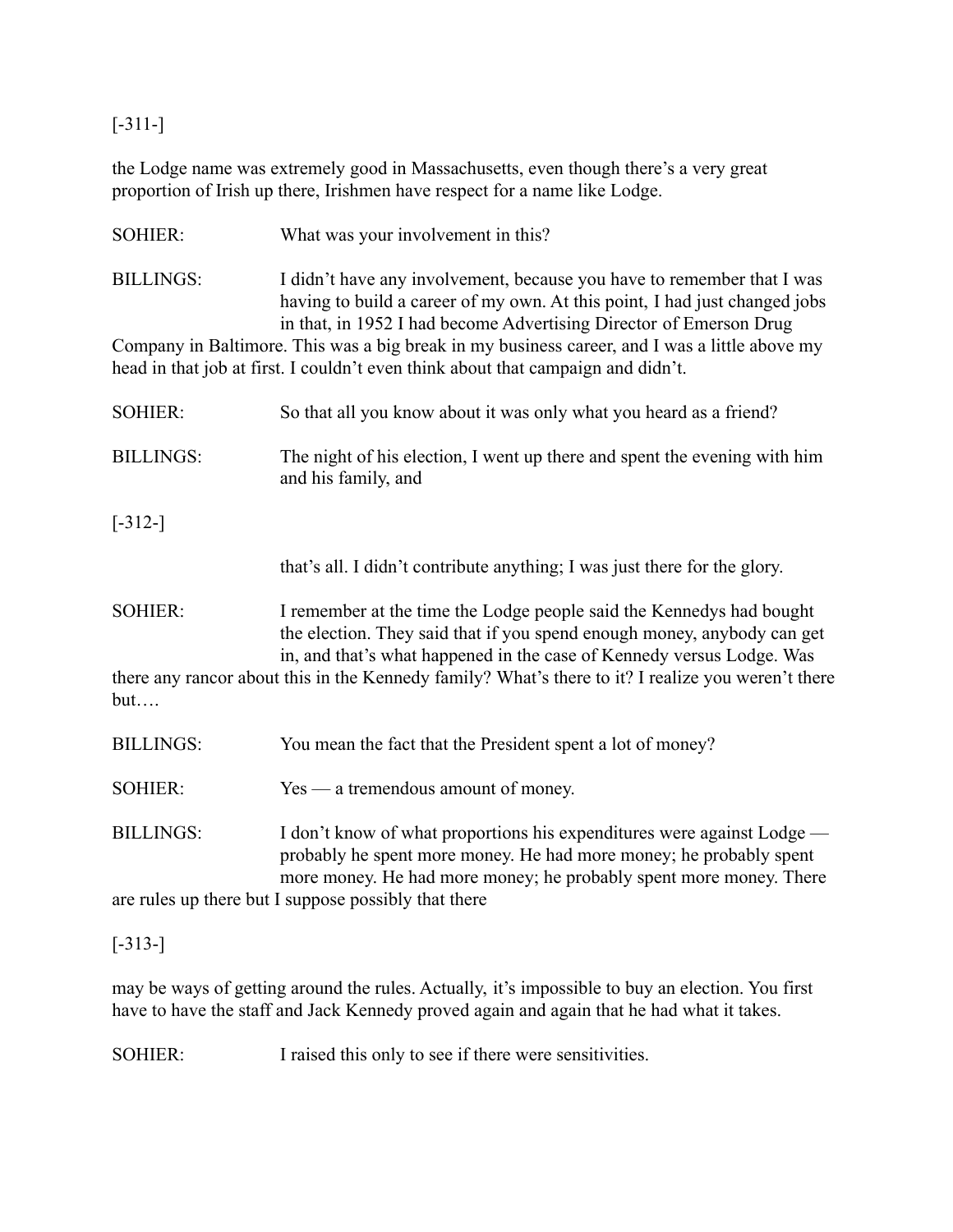[-311-]

the Lodge name was extremely good in Massachusetts, even though there's a very great proportion of Irish up there, Irishmen have respect for a name like Lodge.

SOHIER: What was your involvement in this?

BILLINGS: I didn't have any involvement, because you have to remember that I was having to build a career of my own. At this point, I had just changed jobs in that, in 1952 I had become Advertising Director of Emerson Drug Company in Baltimore. This was a big break in my business career, and I was a little above my head in that job at first. I couldn't even think about that campaign and didn't.

SOHIER: So that all you know about it was only what you heard as a friend?

BILLINGS: The night of his election, I went up there and spent the evening with him and his family, and

[-312-]

that's all. I didn't contribute anything; I was just there for the glory.

SOHIER: I remember at the time the Lodge people said the Kennedys had bought the election. They said that if you spend enough money, anybody can get in, and that's what happened in the case of Kennedy versus Lodge. Was there any rancor about this in the Kennedy family? What's there to it? I realize you weren't there but….

BILLINGS: You mean the fact that the President spent a lot of money?

SOHIER: Yes — a tremendous amount of money.

BILLINGS: I don't know of what proportions his expenditures were against Lodge — probably he spent more money. He had more money; he probably spent more money. He had more money; he probably spent more money. There are rules up there but I suppose possibly that there

[-313-]

may be ways of getting around the rules. Actually, it's impossible to buy an election. You first have to have the staff and Jack Kennedy proved again and again that he had what it takes.

SOHIER: I raised this only to see if there were sensitivities.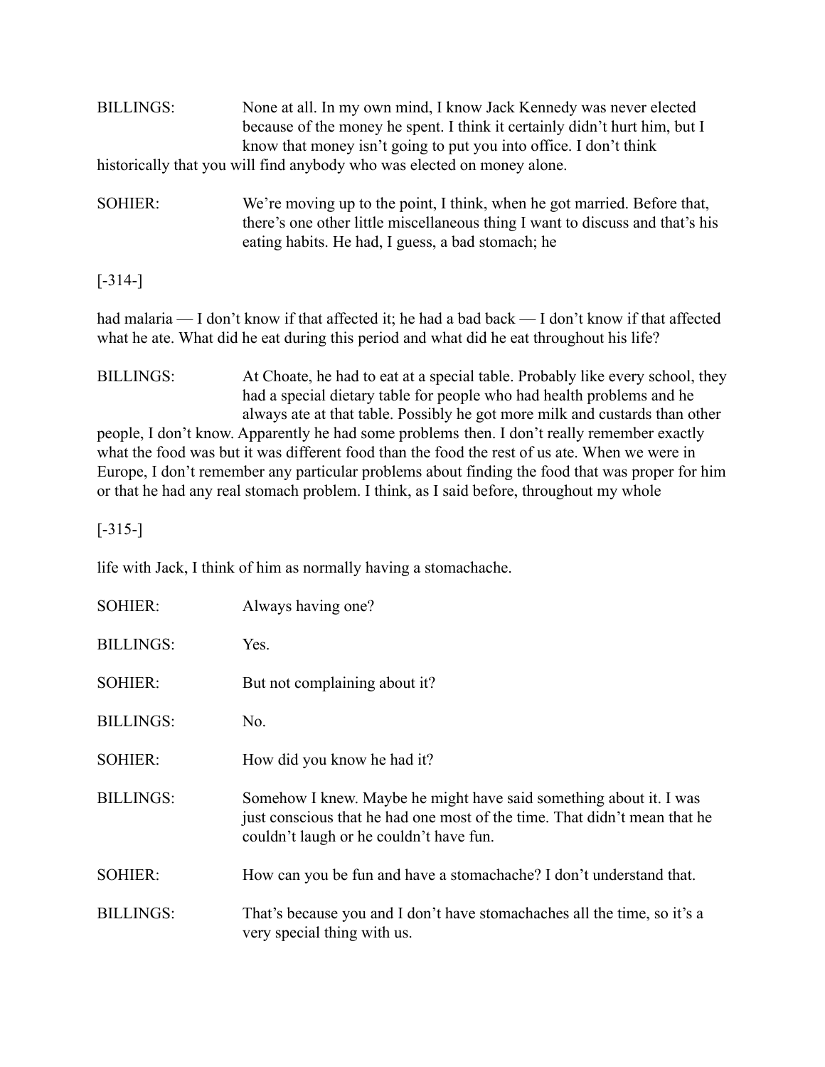BILLINGS: None at all. In my own mind, I know Jack Kennedy was never elected because of the money he spent. I think it certainly didn't hurt him, but I know that money isn't going to put you into office. I don't think historically that you will find anybody who was elected on money alone.

SOHIER: We're moving up to the point, I think, when he got married. Before that, there's one other little miscellaneous thing I want to discuss and that's his eating habits. He had, I guess, a bad stomach; he

[-314-]

had malaria — I don't know if that affected it; he had a bad back — I don't know if that affected what he ate. What did he eat during this period and what did he eat throughout his life?

BILLINGS: At Choate, he had to eat at a special table. Probably like every school, they had a special dietary table for people who had health problems and he always ate at that table. Possibly he got more milk and custards than other people, I don't know. Apparently he had some problems then. I don't really remember exactly what the food was but it was different food than the food the rest of us ate. When we were in Europe, I don't remember any particular problems about finding the food that was proper for him or that he had any real stomach problem. I think, as I said before, throughout my whole

[-315-]

life with Jack, I think of him as normally having a stomachache.

SOHIER: Always having one?

BILLINGS: Yes.

SOHIER: But not complaining about it?

BILLINGS: No.

SOHIER: How did you know he had it?

BILLINGS: Somehow I knew. Maybe he might have said something about it. I was just conscious that he had one most of the time. That didn't mean that he couldn't laugh or he couldn't have fun.

SOHIER: How can you be fun and have a stomachache? I don't understand that.

BILLINGS: That's because you and I don't have stomachaches all the time, so it's a very special thing with us.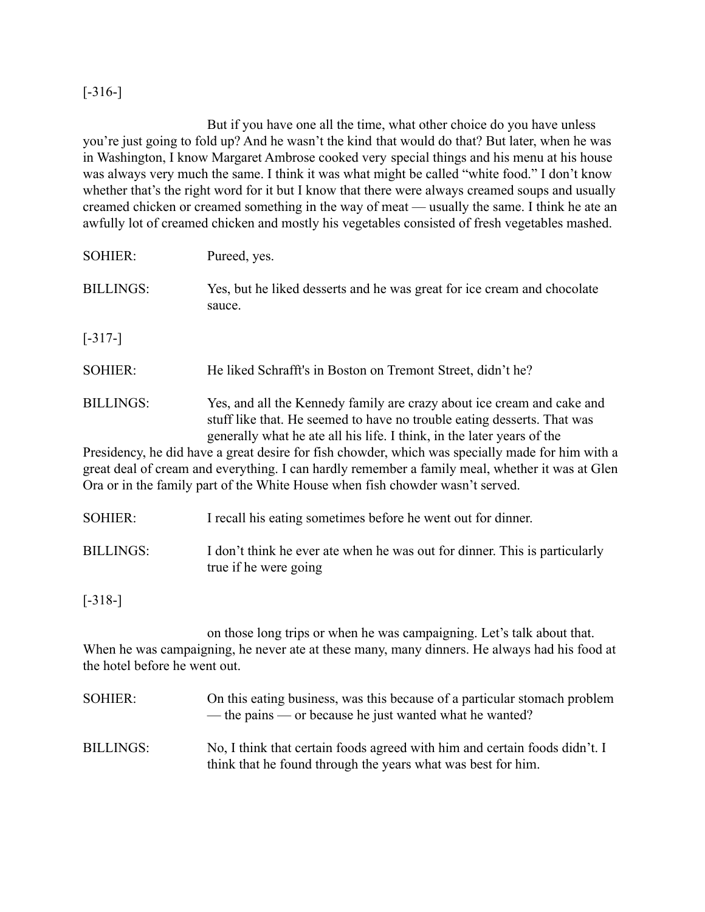[-316-]

But if you have one all the time, what other choice do you have unless you're just going to fold up? And he wasn't the kind that would do that? But later, when he was in Washington, I know Margaret Ambrose cooked very special things and his menu at his house was always very much the same. I think it was what might be called "white food." I don't know whether that's the right word for it but I know that there were always creamed soups and usually creamed chicken or creamed something in the way of meat — usually the same. I think he ate an awfully lot of creamed chicken and mostly his vegetables consisted of fresh vegetables mashed.

SOHIER: Pureed, yes.

BILLINGS: Yes, but he liked desserts and he was great for ice cream and chocolate sauce.

[-317-]

SOHIER: He liked Schrafft's in Boston on Tremont Street, didn't he?

BILLINGS: Yes, and all the Kennedy family are crazy about ice cream and cake and stuff like that. He seemed to have no trouble eating desserts. That was generally what he ate all his life. I think, in the later years of the Presidency, he did have a great desire for fish chowder, which was specially made for him with a great deal of cream and everything. I can hardly remember a family meal, whether it was at Glen Ora or in the family part of the White House when fish chowder wasn't served.

SOHIER: I recall his eating sometimes before he went out for dinner.

BILLINGS: I don't think he ever ate when he was out for dinner. This is particularly true if he were going

[-318-]

on those long trips or when he was campaigning. Let's talk about that. When he was campaigning, he never ate at these many, many dinners. He always had his food at the hotel before he went out.

SOHIER: On this eating business, was this because of a particular stomach problem — the pains — or because he just wanted what he wanted?

BILLINGS: No, I think that certain foods agreed with him and certain foods didn't. I think that he found through the years what was best for him.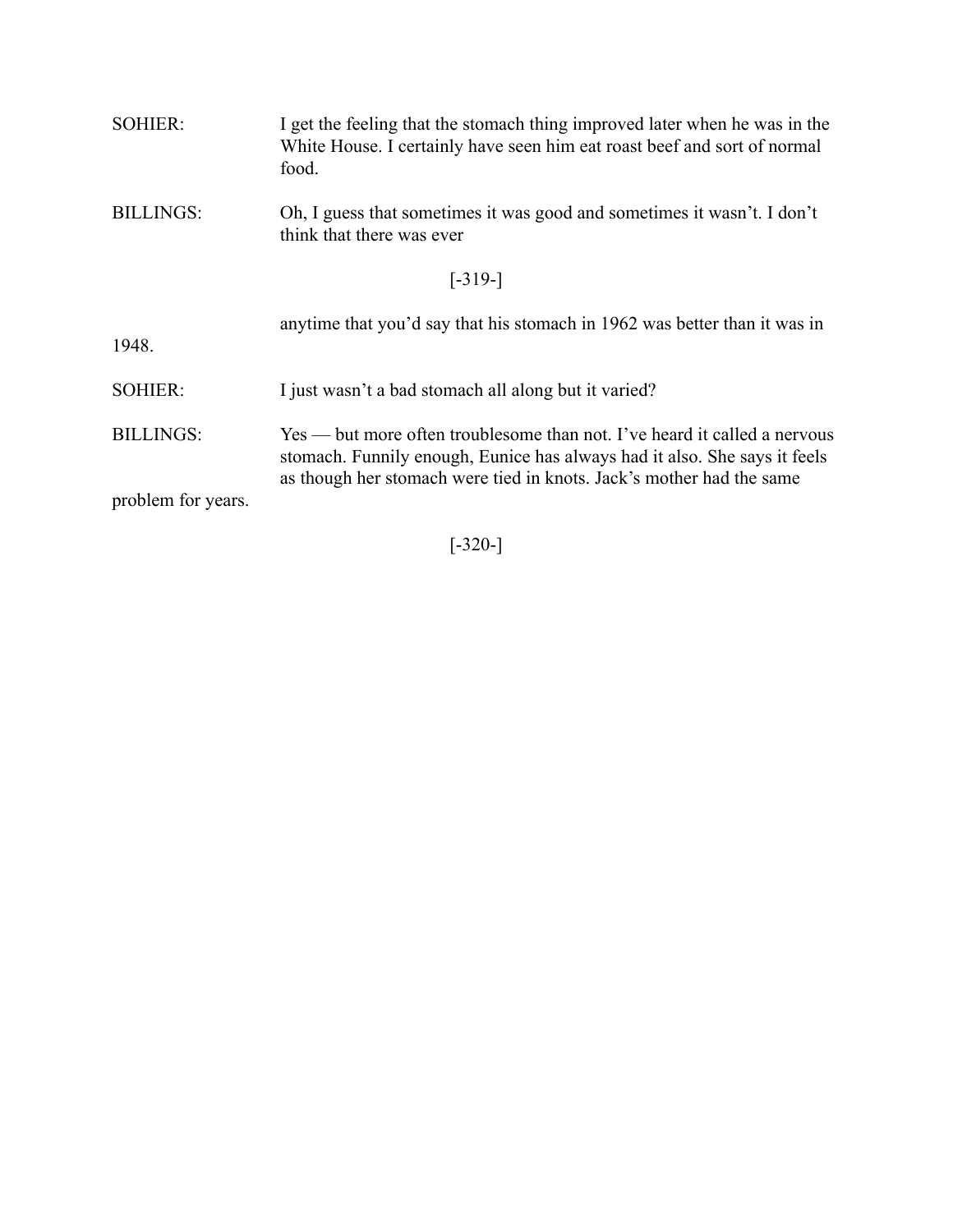SOHIER: I get the feeling that the stomach thing improved later when he was in the White House. I certainly have seen him eat roast beef and sort of normal food.

BILLINGS: Oh, I guess that sometimes it was good and sometimes it wasn't. I don't think that there was ever anytime that you'd say that his stomach in 1962 was better than it was in 1948.

SOHIER: I just wasn't a bad stomach all along but it varied?

BILLINGS: Yes — but more often troublesome than not. I've heard it called a nervous stomach. Funnily enough, Eunice has always had it also. She says it feels as though her stomach were tied in knots. Jack's mother had the same problem for years.